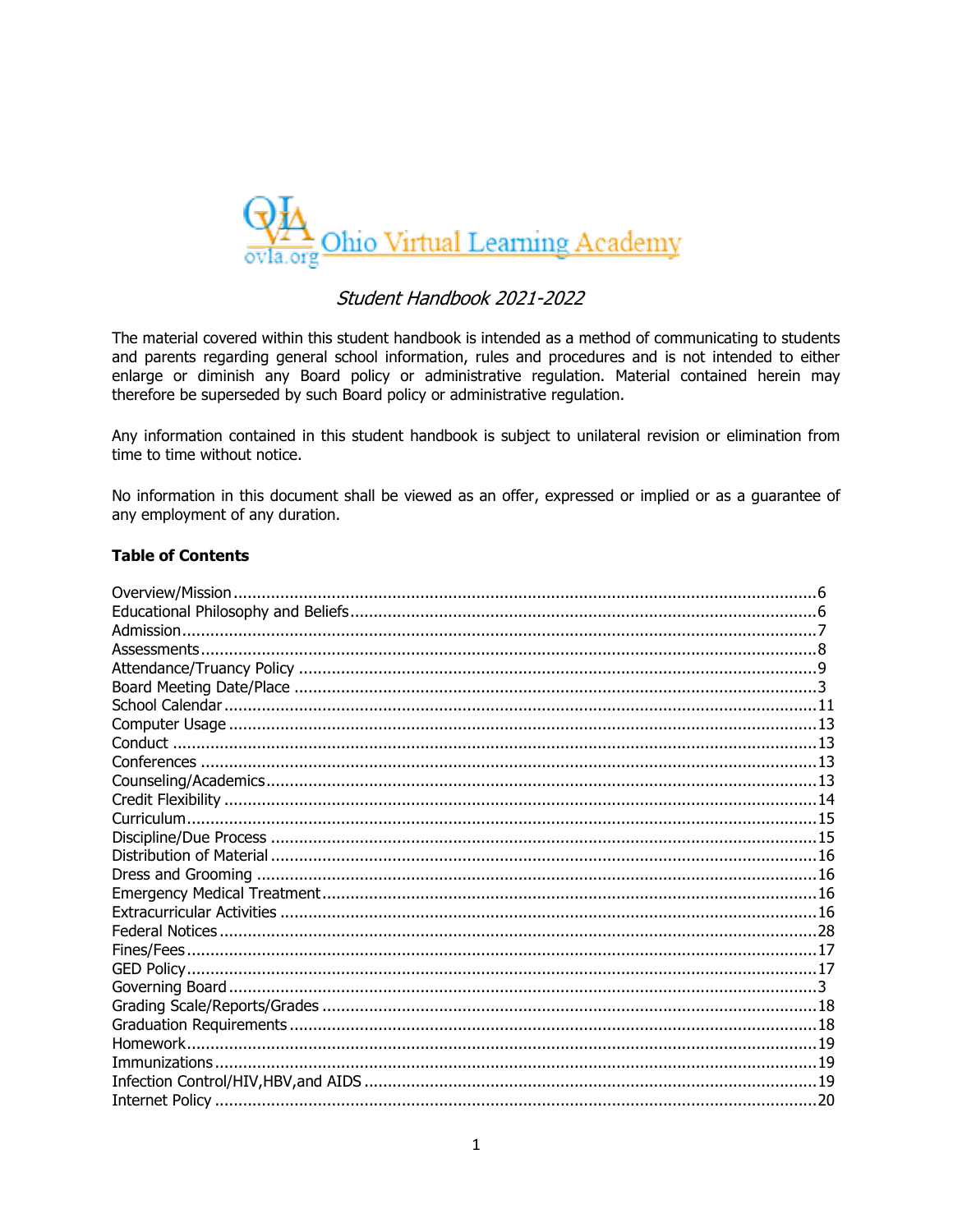Ohio Virtual Learning Academy

ovla.org

*Student Handbook 2021-2022*

The material covered within this student handbook is intended as a method of communicating to students and parents regarding general school information, rules and procedures and is not intended to either enlarge or diminish any Board policy or administrative regulation. Material contained herein may therefore be superseded by such Board policy or administrative regulation.

Any information contained in this student handbook is subject to unilateral revision or elimination from time to time without notice.

No information in this document shall be viewed as an offer, expressed or implied or as a guarantee of any employment of any duration.

**Table of Contents**

Overview/Mission ....................................................................................................................6
Educational Philosophy and Beliefs ..........................................................................................6
Admission ...............................................................................................................................7
Assessments ............................................................................................................................8
Attendance/Truancy Policy .......................................................................................................9
Board Meeting Date/Place ........................................................................................................3
School Calendar .....................................................................................................................11
Computer Usage ....................................................................................................................13
Conduct ................................................................................................................................13
Conferences ..........................................................................................................................13
Counseling/Academics ............................................................................................................13
Credit Flexibility .....................................................................................................................14
Curriculum .............................................................................................................................15
Discipline/Due Process ...........................................................................................................15
Distribution of Material ...........................................................................................................16
Dress and Grooming ..............................................................................................................16
Emergency Medical Treatment .................................................................................................16
Extracurricular Activities .........................................................................................................16
Federal Notices ......................................................................................................................28
Fines/Fees .............................................................................................................................17
GED Policy .............................................................................................................................17
Governing Board ......................................................................................................................3
Grading Scale/Reports/Grades ................................................................................................18
Graduation Requirements .......................................................................................................18
Homework .............................................................................................................................19
Immunizations .......................................................................................................................19
Infection Control/HIV,HBV,and AIDS .......................................................................................19
Internet Policy .......................................................................................................................20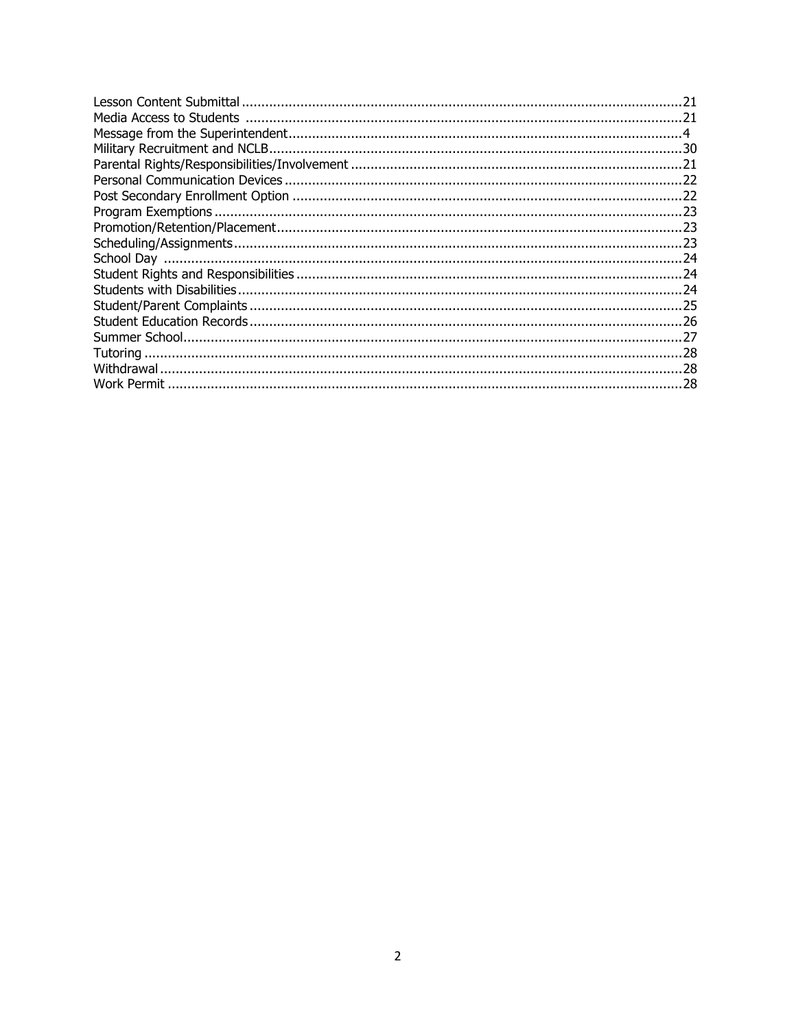Lesson Content Submittal ....................................................................................................................21
Media Access to Students ....................................................................................................................21
Message from the Superintendent.........................................................................................................4
Military Recruitment and NCLB..............................................................................................................30
Parental Rights/Responsibilities/Involvement .........................................................................................21
Personal Communication Devices ..........................................................................................................22
Post Secondary Enrollment Option ........................................................................................................22
Program Exemptions .............................................................................................................................23
Promotion/Retention/Placement.............................................................................................................23
Scheduling/Assignments........................................................................................................................23
School Day ...........................................................................................................................................24
Student Rights and Responsibilities ........................................................................................................24
Students with Disabilities.......................................................................................................................24
Student/Parent Complaints ...................................................................................................................25
Student Education Records ...................................................................................................................26
Summer School.....................................................................................................................................27
Tutoring ...............................................................................................................................................28
Withdrawal ...........................................................................................................................................28
Work Permit .........................................................................................................................................28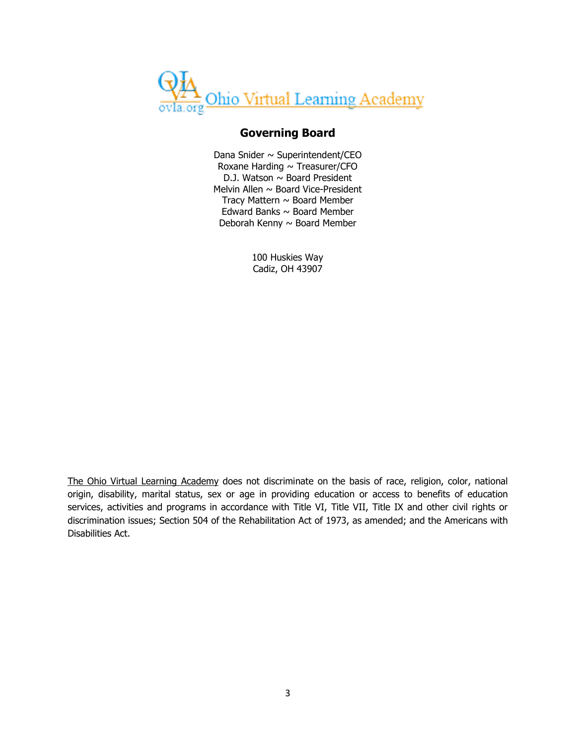Ohio Virtual Learning Academy

ovla.org

## Governing Board

Dana Snider ~ Superintendent/CEO
Roxane Harding ~ Treasurer/CFO
D.J. Watson ~ Board President
Melvin Allen ~ Board Vice-President
Tracy Mattern ~ Board Member
Edward Banks ~ Board Member
Deborah Kenny ~ Board Member

100 Huskies Way
Cadiz, OH 43907

The Ohio Virtual Learning Academy does not discriminate on the basis of race, religion, color, national origin, disability, marital status, sex or age in providing education or access to benefits of education services, activities and programs in accordance with Title VI, Title VII, Title IX and other civil rights or discrimination issues; Section 504 of the Rehabilitation Act of 1973, as amended; and the Americans with Disabilities Act.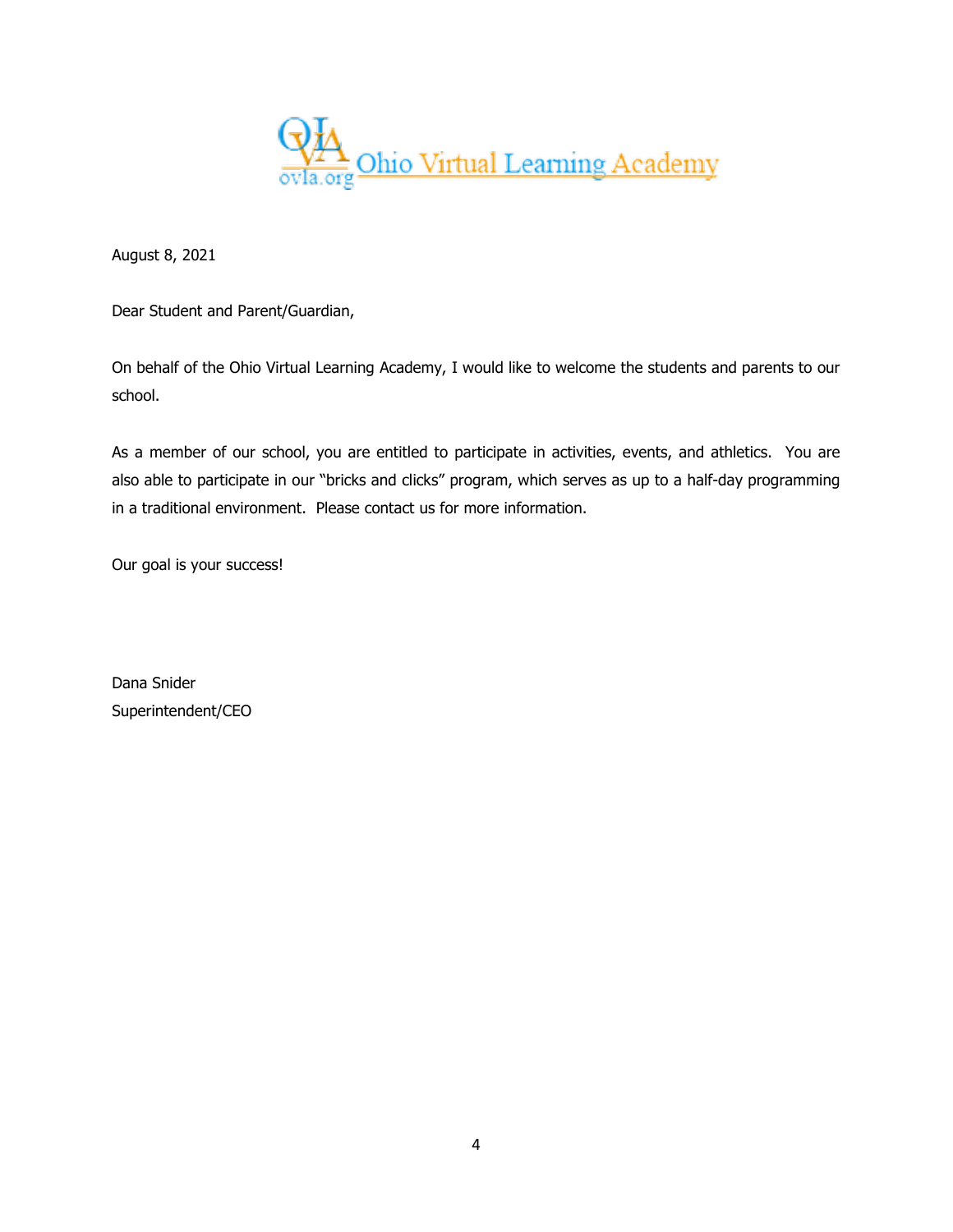Ohio Virtual Learning Academy

ovla.org

August 8, 2021

Dear Student and Parent/Guardian,

On behalf of the Ohio Virtual Learning Academy, I would like to welcome the students and parents to our school.

As a member of our school, you are entitled to participate in activities, events, and athletics. You are also able to participate in our "bricks and clicks" program, which serves as up to a half-day programming in a traditional environment. Please contact us for more information.

Our goal is your success!

Dana Snider
Superintendent/CEO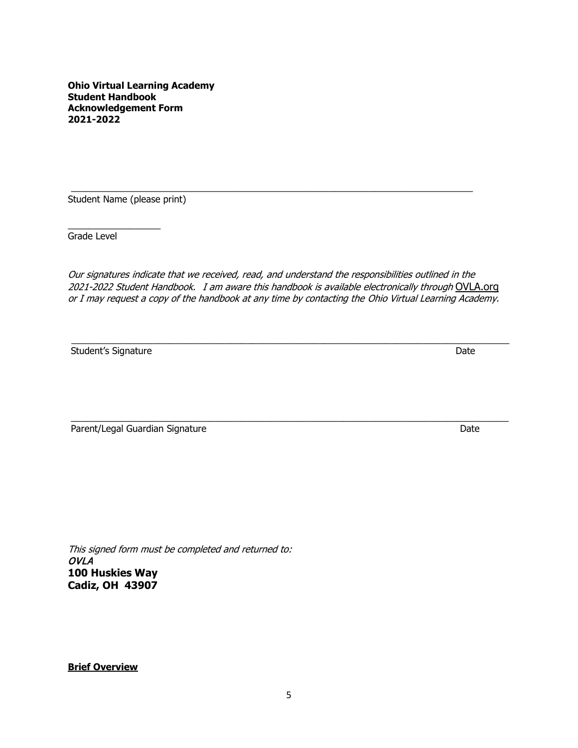**Ohio Virtual Learning Academy**
**Student Handbook**
**Acknowledgement Form**
**2021-2022**

\_\_\_\_\_\_\_\_\_\_\_\_\_\_\_\_\_\_\_\_\_\_\_\_\_\_\_\_\_\_\_\_\_\_\_\_\_\_\_\_\_\_\_\_\_\_\_\_\_\_\_\_\_\_\_\_\_\_\_\_\_\_\_\_\_\_\_\_\_\_\_\_
Student Name (please print)

\_\_\_\_\_\_\_\_\_\_\_\_\_\_\_\_\_\_
Grade Level

*Our signatures indicate that we received, read, and understand the responsibilities outlined in the 2021-2022 Student Handbook. I am aware this handbook is available electronically through* OVLA.org *or I may request a copy of the handbook at any time by contacting the Ohio Virtual Learning Academy.*

\_\_\_\_\_\_\_\_\_\_\_\_\_\_\_\_\_\_\_\_\_\_\_\_\_\_\_\_\_\_\_\_\_\_\_\_\_\_\_\_\_\_\_\_\_\_\_\_\_\_\_\_\_\_\_\_\_\_\_\_\_\_\_\_\_\_\_\_\_\_\_\_\_\_\_\_\_\_\_\_\_\_
Student's Signature Date

\_\_\_\_\_\_\_\_\_\_\_\_\_\_\_\_\_\_\_\_\_\_\_\_\_\_\_\_\_\_\_\_\_\_\_\_\_\_\_\_\_\_\_\_\_\_\_\_\_\_\_\_\_\_\_\_\_\_\_\_\_\_\_\_\_\_\_\_\_\_\_\_\_\_\_\_\_\_\_\_\_\_
Parent/Legal Guardian Signature Date

*This signed form must be completed and returned to:*
***OVLA***
**100 Huskies Way**
**Cadiz, OH 43907**

**Brief Overview**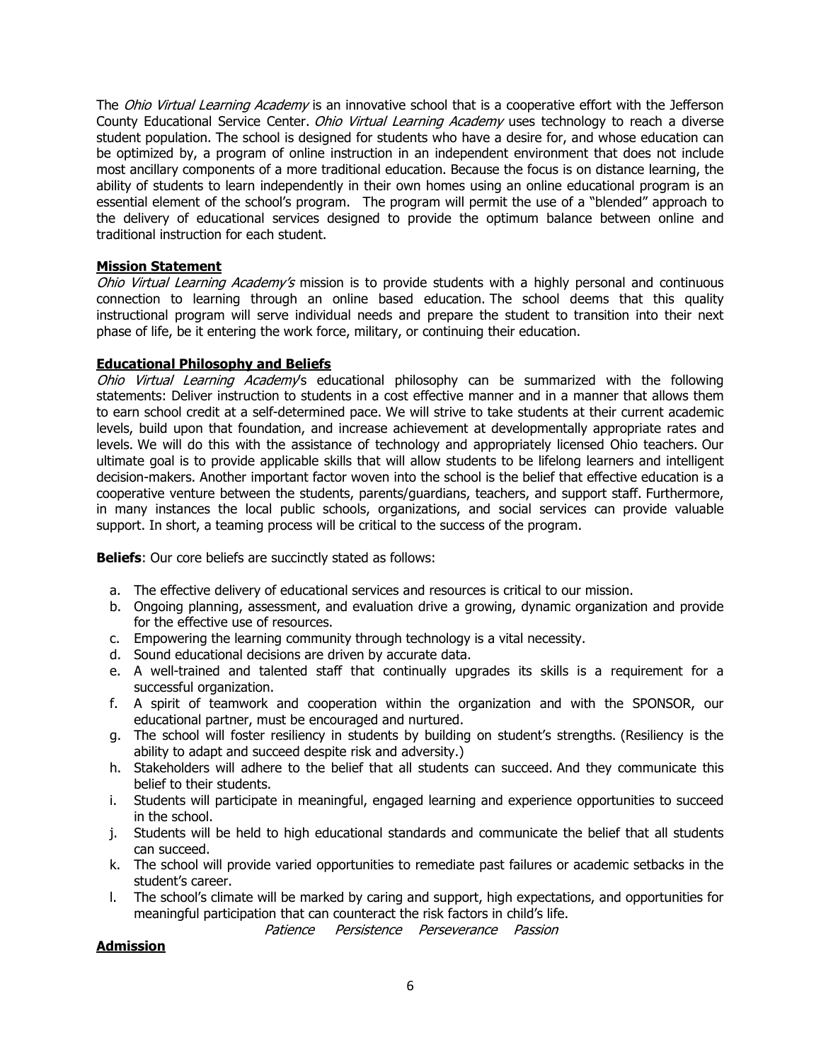The *Ohio Virtual Learning Academy* is an innovative school that is a cooperative effort with the Jefferson County Educational Service Center. *Ohio Virtual Learning Academy* uses technology to reach a diverse student population. The school is designed for students who have a desire for, and whose education can be optimized by, a program of online instruction in an independent environment that does not include most ancillary components of a more traditional education. Because the focus is on distance learning, the ability of students to learn independently in their own homes using an online educational program is an essential element of the school's program. The program will permit the use of a "blended" approach to the delivery of educational services designed to provide the optimum balance between online and traditional instruction for each student.

**Mission Statement**

*Ohio Virtual Learning Academy's* mission is to provide students with a highly personal and continuous connection to learning through an online based education. The school deems that this quality instructional program will serve individual needs and prepare the student to transition into their next phase of life, be it entering the work force, military, or continuing their education.

**Educational Philosophy and Beliefs**

*Ohio Virtual Learning Academy*'s educational philosophy can be summarized with the following statements: Deliver instruction to students in a cost effective manner and in a manner that allows them to earn school credit at a self-determined pace. We will strive to take students at their current academic levels, build upon that foundation, and increase achievement at developmentally appropriate rates and levels. We will do this with the assistance of technology and appropriately licensed Ohio teachers. Our ultimate goal is to provide applicable skills that will allow students to be lifelong learners and intelligent decision-makers. Another important factor woven into the school is the belief that effective education is a cooperative venture between the students, parents/guardians, teachers, and support staff. Furthermore, in many instances the local public schools, organizations, and social services can provide valuable support. In short, a teaming process will be critical to the success of the program.

**Beliefs**: Our core beliefs are succinctly stated as follows:

a. The effective delivery of educational services and resources is critical to our mission.
b. Ongoing planning, assessment, and evaluation drive a growing, dynamic organization and provide for the effective use of resources.
c. Empowering the learning community through technology is a vital necessity.
d. Sound educational decisions are driven by accurate data.
e. A well-trained and talented staff that continually upgrades its skills is a requirement for a successful organization.
f. A spirit of teamwork and cooperation within the organization and with the SPONSOR, our educational partner, must be encouraged and nurtured.
g. The school will foster resiliency in students by building on student's strengths. (Resiliency is the ability to adapt and succeed despite risk and adversity.)
h. Stakeholders will adhere to the belief that all students can succeed. And they communicate this belief to their students.
i. Students will participate in meaningful, engaged learning and experience opportunities to succeed in the school.
j. Students will be held to high educational standards and communicate the belief that all students can succeed.
k. The school will provide varied opportunities to remediate past failures or academic setbacks in the student's career.
l. The school's climate will be marked by caring and support, high expectations, and opportunities for meaningful participation that can counteract the risk factors in child's life.

*Patience Persistence Perseverance Passion*

**Admission**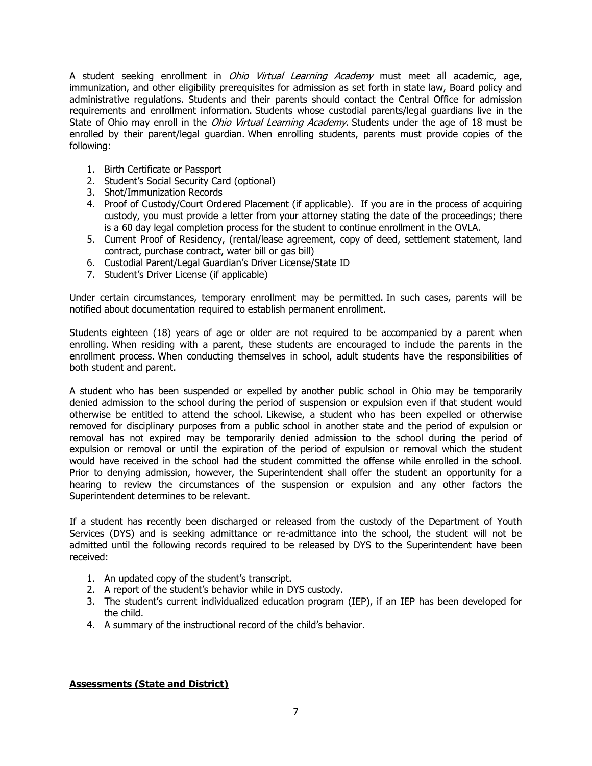A student seeking enrollment in *Ohio Virtual Learning Academy* must meet all academic, age, immunization, and other eligibility prerequisites for admission as set forth in state law, Board policy and administrative regulations. Students and their parents should contact the Central Office for admission requirements and enrollment information. Students whose custodial parents/legal guardians live in the State of Ohio may enroll in the *Ohio Virtual Learning Academy*. Students under the age of 18 must be enrolled by their parent/legal guardian. When enrolling students, parents must provide copies of the following:

1. Birth Certificate or Passport
2. Student's Social Security Card (optional)
3. Shot/Immunization Records
4. Proof of Custody/Court Ordered Placement (if applicable). If you are in the process of acquiring custody, you must provide a letter from your attorney stating the date of the proceedings; there is a 60 day legal completion process for the student to continue enrollment in the OVLA.
5. Current Proof of Residency, (rental/lease agreement, copy of deed, settlement statement, land contract, purchase contract, water bill or gas bill)
6. Custodial Parent/Legal Guardian's Driver License/State ID
7. Student's Driver License (if applicable)

Under certain circumstances, temporary enrollment may be permitted. In such cases, parents will be notified about documentation required to establish permanent enrollment.

Students eighteen (18) years of age or older are not required to be accompanied by a parent when enrolling. When residing with a parent, these students are encouraged to include the parents in the enrollment process. When conducting themselves in school, adult students have the responsibilities of both student and parent.

A student who has been suspended or expelled by another public school in Ohio may be temporarily denied admission to the school during the period of suspension or expulsion even if that student would otherwise be entitled to attend the school. Likewise, a student who has been expelled or otherwise removed for disciplinary purposes from a public school in another state and the period of expulsion or removal has not expired may be temporarily denied admission to the school during the period of expulsion or removal or until the expiration of the period of expulsion or removal which the student would have received in the school had the student committed the offense while enrolled in the school. Prior to denying admission, however, the Superintendent shall offer the student an opportunity for a hearing to review the circumstances of the suspension or expulsion and any other factors the Superintendent determines to be relevant.

If a student has recently been discharged or released from the custody of the Department of Youth Services (DYS) and is seeking admittance or re-admittance into the school, the student will not be admitted until the following records required to be released by DYS to the Superintendent have been received:

1. An updated copy of the student's transcript.
2. A report of the student's behavior while in DYS custody.
3. The student's current individualized education program (IEP), if an IEP has been developed for the child.
4. A summary of the instructional record of the child's behavior.

## **Assessments (State and District)**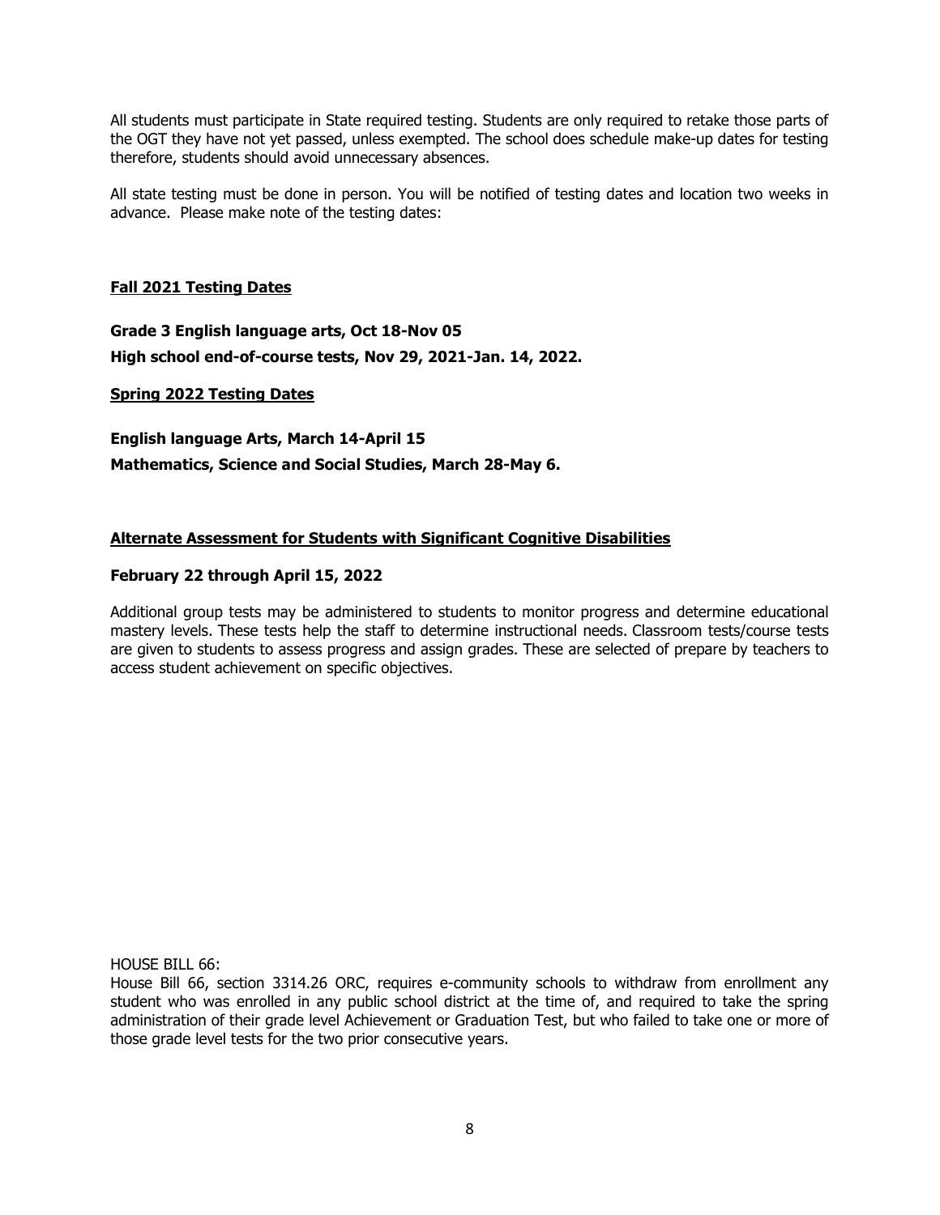All students must participate in State required testing. Students are only required to retake those parts of the OGT they have not yet passed, unless exempted. The school does schedule make-up dates for testing therefore, students should avoid unnecessary absences.

All state testing must be done in person. You will be notified of testing dates and location two weeks in advance. Please make note of the testing dates:

**Fall 2021 Testing Dates**

**Grade 3 English language arts, Oct 18-Nov 05**

**High school end-of-course tests, Nov 29, 2021-Jan. 14, 2022.**

**Spring 2022 Testing Dates**

**English language Arts, March 14-April 15**

**Mathematics, Science and Social Studies, March 28-May 6.**

**Alternate Assessment for Students with Significant Cognitive Disabilities**

**February 22 through April 15, 2022**

Additional group tests may be administered to students to monitor progress and determine educational mastery levels. These tests help the staff to determine instructional needs. Classroom tests/course tests are given to students to assess progress and assign grades. These are selected of prepare by teachers to access student achievement on specific objectives.

HOUSE BILL 66:

House Bill 66, section 3314.26 ORC, requires e-community schools to withdraw from enrollment any student who was enrolled in any public school district at the time of, and required to take the spring administration of their grade level Achievement or Graduation Test, but who failed to take one or more of those grade level tests for the two prior consecutive years.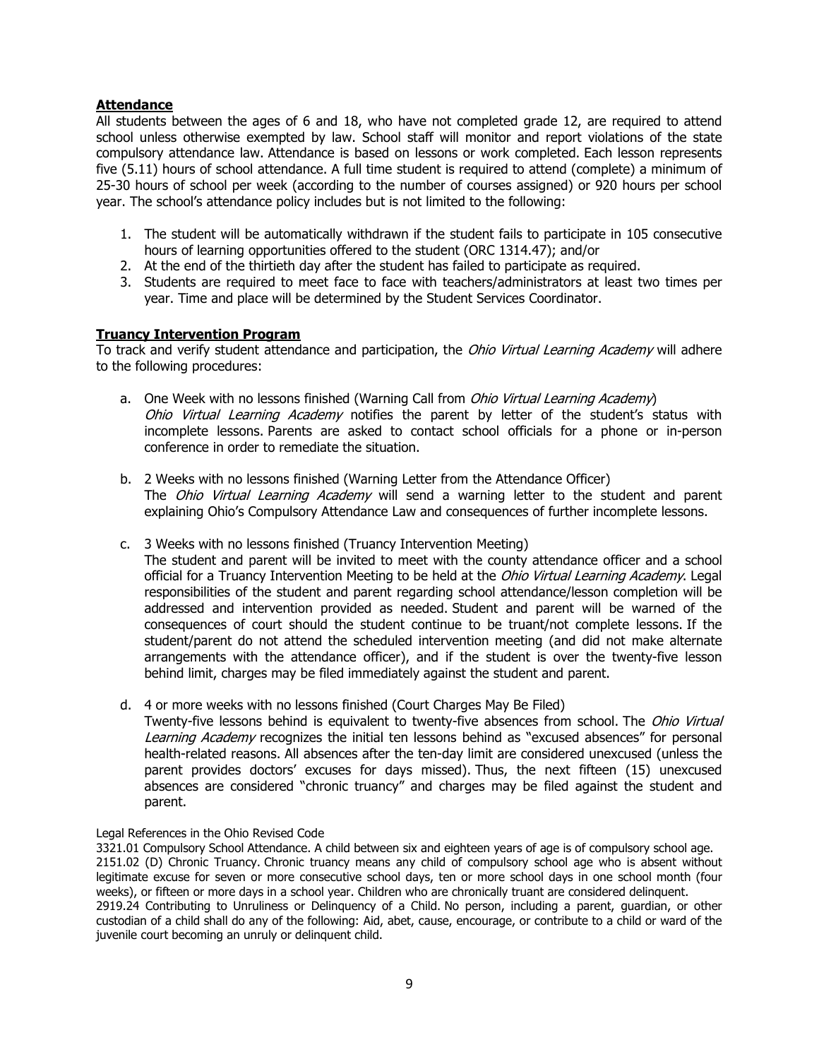## **Attendance**

All students between the ages of 6 and 18, who have not completed grade 12, are required to attend school unless otherwise exempted by law. School staff will monitor and report violations of the state compulsory attendance law. Attendance is based on lessons or work completed. Each lesson represents five (5.11) hours of school attendance. A full time student is required to attend (complete) a minimum of 25-30 hours of school per week (according to the number of courses assigned) or 920 hours per school year. The school's attendance policy includes but is not limited to the following:

1. The student will be automatically withdrawn if the student fails to participate in 105 consecutive hours of learning opportunities offered to the student (ORC 1314.47); and/or
2. At the end of the thirtieth day after the student has failed to participate as required.
3. Students are required to meet face to face with teachers/administrators at least two times per year. Time and place will be determined by the Student Services Coordinator.

## **Truancy Intervention Program**

To track and verify student attendance and participation, the *Ohio Virtual Learning Academy* will adhere to the following procedures:

a. One Week with no lessons finished (Warning Call from *Ohio Virtual Learning Academy*)
   *Ohio Virtual Learning Academy* notifies the parent by letter of the student's status with incomplete lessons. Parents are asked to contact school officials for a phone or in-person conference in order to remediate the situation.

b. 2 Weeks with no lessons finished (Warning Letter from the Attendance Officer)
   The *Ohio Virtual Learning Academy* will send a warning letter to the student and parent explaining Ohio's Compulsory Attendance Law and consequences of further incomplete lessons.

c. 3 Weeks with no lessons finished (Truancy Intervention Meeting)
   The student and parent will be invited to meet with the county attendance officer and a school official for a Truancy Intervention Meeting to be held at the *Ohio Virtual Learning Academy*. Legal responsibilities of the student and parent regarding school attendance/lesson completion will be addressed and intervention provided as needed. Student and parent will be warned of the consequences of court should the student continue to be truant/not complete lessons. If the student/parent do not attend the scheduled intervention meeting (and did not make alternate arrangements with the attendance officer), and if the student is over the twenty-five lesson behind limit, charges may be filed immediately against the student and parent.

d. 4 or more weeks with no lessons finished (Court Charges May Be Filed)
   Twenty-five lessons behind is equivalent to twenty-five absences from school. The *Ohio Virtual Learning Academy* recognizes the initial ten lessons behind as "excused absences" for personal health-related reasons. All absences after the ten-day limit are considered unexcused (unless the parent provides doctors' excuses for days missed). Thus, the next fifteen (15) unexcused absences are considered "chronic truancy" and charges may be filed against the student and parent.

Legal References in the Ohio Revised Code

3321.01 Compulsory School Attendance. A child between six and eighteen years of age is of compulsory school age.

2151.02 (D) Chronic Truancy. Chronic truancy means any child of compulsory school age who is absent without legitimate excuse for seven or more consecutive school days, ten or more school days in one school month (four weeks), or fifteen or more days in a school year. Children who are chronically truant are considered delinquent.

2919.24 Contributing to Unruliness or Delinquency of a Child. No person, including a parent, guardian, or other custodian of a child shall do any of the following: Aid, abet, cause, encourage, or contribute to a child or ward of the juvenile court becoming an unruly or delinquent child.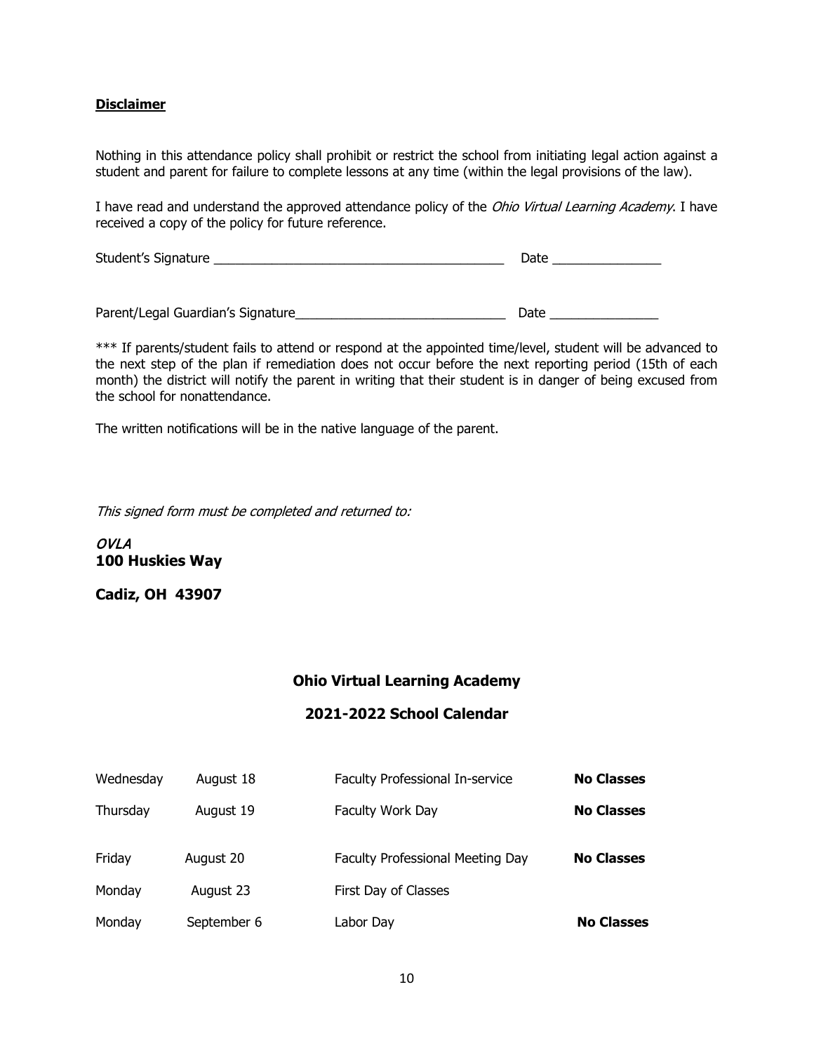**Disclaimer**

Nothing in this attendance policy shall prohibit or restrict the school from initiating legal action against a student and parent for failure to complete lessons at any time (within the legal provisions of the law).

I have read and understand the approved attendance policy of the *Ohio Virtual Learning Academy*. I have received a copy of the policy for future reference.

Student's Signature ________________________________________ Date _______________

Parent/Legal Guardian's Signature_____________________________ Date _______________

*** If parents/student fails to attend or respond at the appointed time/level, student will be advanced to the next step of the plan if remediation does not occur before the next reporting period (15th of each month) the district will notify the parent in writing that their student is in danger of being excused from the school for nonattendance.

The written notifications will be in the native language of the parent.

*This signed form must be completed and returned to:*

***OVLA***
**100 Huskies Way**

**Cadiz, OH 43907**

## Ohio Virtual Learning Academy

## 2021-2022 School Calendar

| | | | |
|---|---|---|---|
| Wednesday | August 18 | Faculty Professional In-service | **No Classes** |
| Thursday | August 19 | Faculty Work Day | **No Classes** |
| Friday | August 20 | Faculty Professional Meeting Day | **No Classes** |
| Monday | August 23 | First Day of Classes | |
| Monday | September 6 | Labor Day | **No Classes** |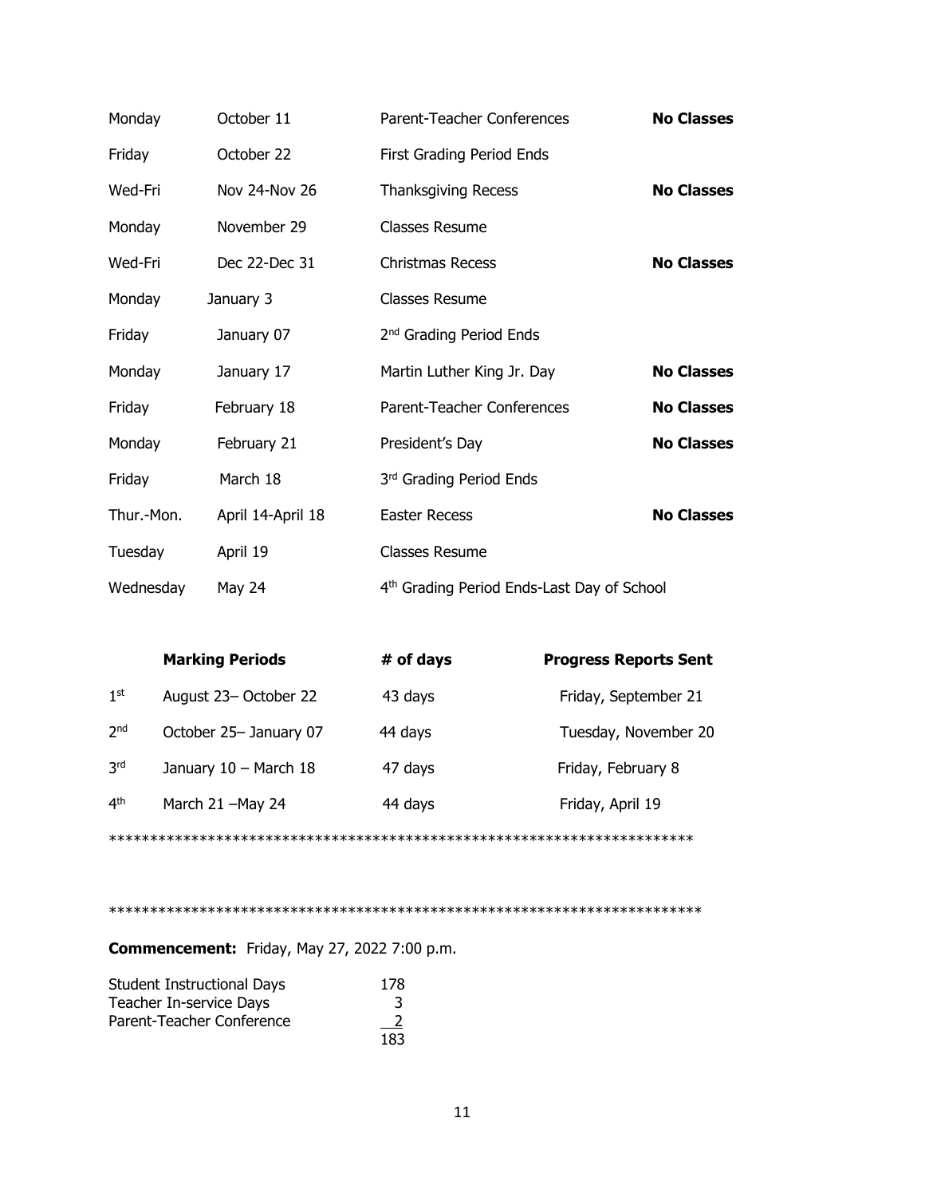| | | | |
|---|---|---|---|
| Monday | October 11 | Parent-Teacher Conferences | **No Classes** |
| Friday | October 22 | First Grading Period Ends | |
| Wed-Fri | Nov 24-Nov 26 | Thanksgiving Recess | **No Classes** |
| Monday | November 29 | Classes Resume | |
| Wed-Fri | Dec 22-Dec 31 | Christmas Recess | **No Classes** |
| Monday | January 3 | Classes Resume | |
| Friday | January 07 | 2nd Grading Period Ends | |
| Monday | January 17 | Martin Luther King Jr. Day | **No Classes** |
| Friday | February 18 | Parent-Teacher Conferences | **No Classes** |
| Monday | February 21 | President's Day | **No Classes** |
| Friday | March 18 | 3rd Grading Period Ends | |
| Thur.-Mon. | April 14-April 18 | Easter Recess | **No Classes** |
| Tuesday | April 19 | Classes Resume | |
| Wednesday | May 24 | 4th Grading Period Ends-Last Day of School | |

| | **Marking Periods** | **# of days** | **Progress Reports Sent** |
|---|---|---|---|
| 1st | August 23– October 22 | 43 days | Friday, September 21 |
| 2nd | October 25– January 07 | 44 days | Tuesday, November 20 |
| 3rd | January 10 – March 18 | 47 days | Friday, February 8 |
| 4th | March 21 –May 24 | 44 days | Friday, April 19 |

************************************************************************

************************************************************************

**Commencement:** Friday, May 27, 2022 7:00 p.m.

| | |
|---|---|
| Student Instructional Days | 178 |
| Teacher In-service Days | 3 |
| Parent-Teacher Conference | 2 |
| | 183 |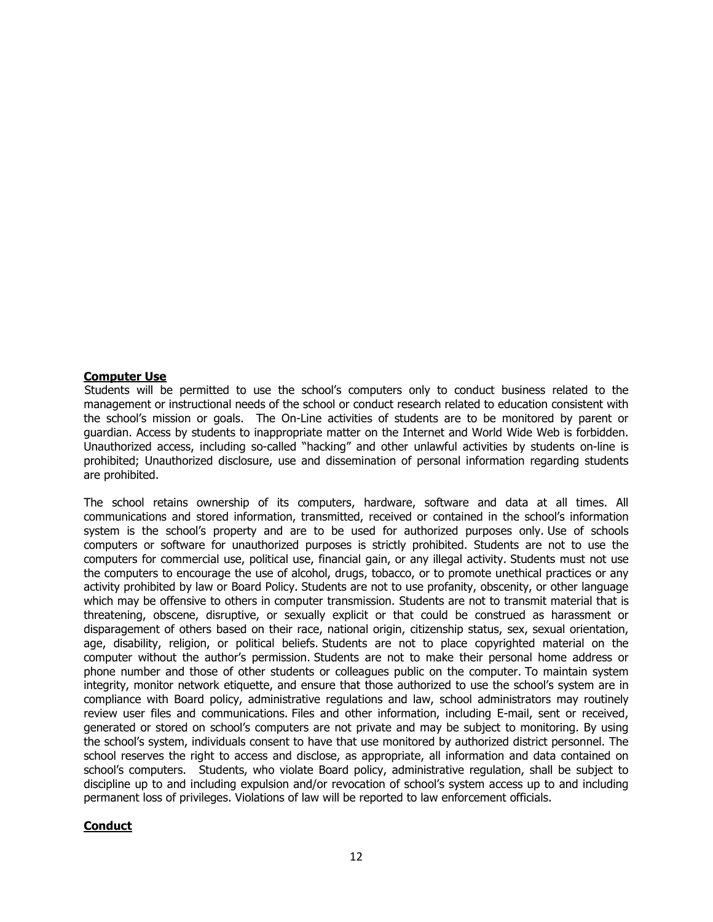**Computer Use**

Students will be permitted to use the school's computers only to conduct business related to the management or instructional needs of the school or conduct research related to education consistent with the school's mission or goals. The On-Line activities of students are to be monitored by parent or guardian. Access by students to inappropriate matter on the Internet and World Wide Web is forbidden. Unauthorized access, including so-called "hacking" and other unlawful activities by students on-line is prohibited; Unauthorized disclosure, use and dissemination of personal information regarding students are prohibited.

The school retains ownership of its computers, hardware, software and data at all times. All communications and stored information, transmitted, received or contained in the school's information system is the school's property and are to be used for authorized purposes only. Use of schools computers or software for unauthorized purposes is strictly prohibited. Students are not to use the computers for commercial use, political use, financial gain, or any illegal activity. Students must not use the computers to encourage the use of alcohol, drugs, tobacco, or to promote unethical practices or any activity prohibited by law or Board Policy. Students are not to use profanity, obscenity, or other language which may be offensive to others in computer transmission. Students are not to transmit material that is threatening, obscene, disruptive, or sexually explicit or that could be construed as harassment or disparagement of others based on their race, national origin, citizenship status, sex, sexual orientation, age, disability, religion, or political beliefs. Students are not to place copyrighted material on the computer without the author's permission. Students are not to make their personal home address or phone number and those of other students or colleagues public on the computer. To maintain system integrity, monitor network etiquette, and ensure that those authorized to use the school's system are in compliance with Board policy, administrative regulations and law, school administrators may routinely review user files and communications. Files and other information, including E-mail, sent or received, generated or stored on school's computers are not private and may be subject to monitoring. By using the school's system, individuals consent to have that use monitored by authorized district personnel. The school reserves the right to access and disclose, as appropriate, all information and data contained on school's computers. Students, who violate Board policy, administrative regulation, shall be subject to discipline up to and including expulsion and/or revocation of school's system access up to and including permanent loss of privileges. Violations of law will be reported to law enforcement officials.

**Conduct**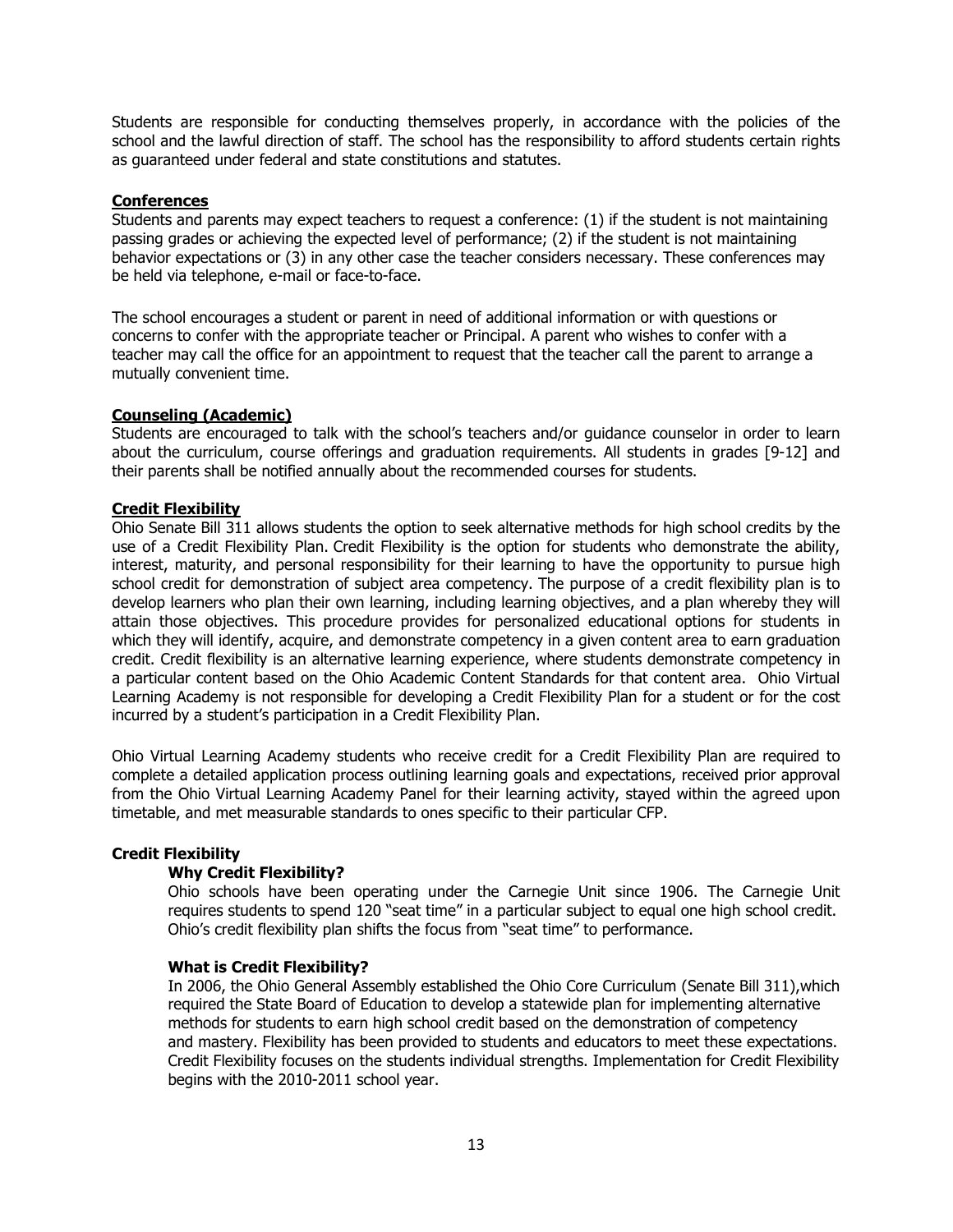Students are responsible for conducting themselves properly, in accordance with the policies of the school and the lawful direction of staff. The school has the responsibility to afford students certain rights as guaranteed under federal and state constitutions and statutes.

## Conferences

Students and parents may expect teachers to request a conference: (1) if the student is not maintaining passing grades or achieving the expected level of performance; (2) if the student is not maintaining behavior expectations or (3) in any other case the teacher considers necessary. These conferences may be held via telephone, e-mail or face-to-face.

The school encourages a student or parent in need of additional information or with questions or concerns to confer with the appropriate teacher or Principal. A parent who wishes to confer with a teacher may call the office for an appointment to request that the teacher call the parent to arrange a mutually convenient time.

## Counseling (Academic)

Students are encouraged to talk with the school's teachers and/or guidance counselor in order to learn about the curriculum, course offerings and graduation requirements. All students in grades [9-12] and their parents shall be notified annually about the recommended courses for students.

## Credit Flexibility

Ohio Senate Bill 311 allows students the option to seek alternative methods for high school credits by the use of a Credit Flexibility Plan. Credit Flexibility is the option for students who demonstrate the ability, interest, maturity, and personal responsibility for their learning to have the opportunity to pursue high school credit for demonstration of subject area competency. The purpose of a credit flexibility plan is to develop learners who plan their own learning, including learning objectives, and a plan whereby they will attain those objectives. This procedure provides for personalized educational options for students in which they will identify, acquire, and demonstrate competency in a given content area to earn graduation credit. Credit flexibility is an alternative learning experience, where students demonstrate competency in a particular content based on the Ohio Academic Content Standards for that content area. Ohio Virtual Learning Academy is not responsible for developing a Credit Flexibility Plan for a student or for the cost incurred by a student's participation in a Credit Flexibility Plan.

Ohio Virtual Learning Academy students who receive credit for a Credit Flexibility Plan are required to complete a detailed application process outlining learning goals and expectations, received prior approval from the Ohio Virtual Learning Academy Panel for their learning activity, stayed within the agreed upon timetable, and met measurable standards to ones specific to their particular CFP.

## Credit Flexibility

### Why Credit Flexibility?

Ohio schools have been operating under the Carnegie Unit since 1906. The Carnegie Unit requires students to spend 120 "seat time" in a particular subject to equal one high school credit. Ohio's credit flexibility plan shifts the focus from "seat time" to performance.

### What is Credit Flexibility?

In 2006, the Ohio General Assembly established the Ohio Core Curriculum (Senate Bill 311),which required the State Board of Education to develop a statewide plan for implementing alternative methods for students to earn high school credit based on the demonstration of competency and mastery. Flexibility has been provided to students and educators to meet these expectations. Credit Flexibility focuses on the students individual strengths. Implementation for Credit Flexibility begins with the 2010-2011 school year.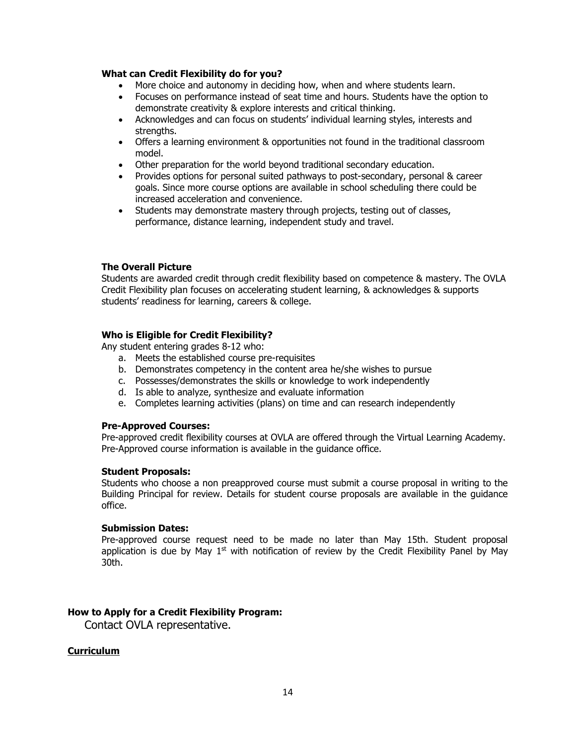**What can Credit Flexibility do for you?**

- More choice and autonomy in deciding how, when and where students learn.
- Focuses on performance instead of seat time and hours. Students have the option to demonstrate creativity & explore interests and critical thinking.
- Acknowledges and can focus on students' individual learning styles, interests and strengths.
- Offers a learning environment & opportunities not found in the traditional classroom model.
- Other preparation for the world beyond traditional secondary education.
- Provides options for personal suited pathways to post-secondary, personal & career goals. Since more course options are available in school scheduling there could be increased acceleration and convenience.
- Students may demonstrate mastery through projects, testing out of classes, performance, distance learning, independent study and travel.

**The Overall Picture**

Students are awarded credit through credit flexibility based on competence & mastery. The OVLA Credit Flexibility plan focuses on accelerating student learning, & acknowledges & supports students' readiness for learning, careers & college.

**Who is Eligible for Credit Flexibility?**

Any student entering grades 8-12 who:

a. Meets the established course pre-requisites
b. Demonstrates competency in the content area he/she wishes to pursue
c. Possesses/demonstrates the skills or knowledge to work independently
d. Is able to analyze, synthesize and evaluate information
e. Completes learning activities (plans) on time and can research independently

**Pre-Approved Courses:**

Pre-approved credit flexibility courses at OVLA are offered through the Virtual Learning Academy. Pre-Approved course information is available in the guidance office.

**Student Proposals:**

Students who choose a non preapproved course must submit a course proposal in writing to the Building Principal for review. Details for student course proposals are available in the guidance office.

**Submission Dates:**

Pre-approved course request need to be made no later than May 15th. Student proposal application is due by May 1st with notification of review by the Credit Flexibility Panel by May 30th.

**How to Apply for a Credit Flexibility Program:**

Contact OVLA representative.

**Curriculum**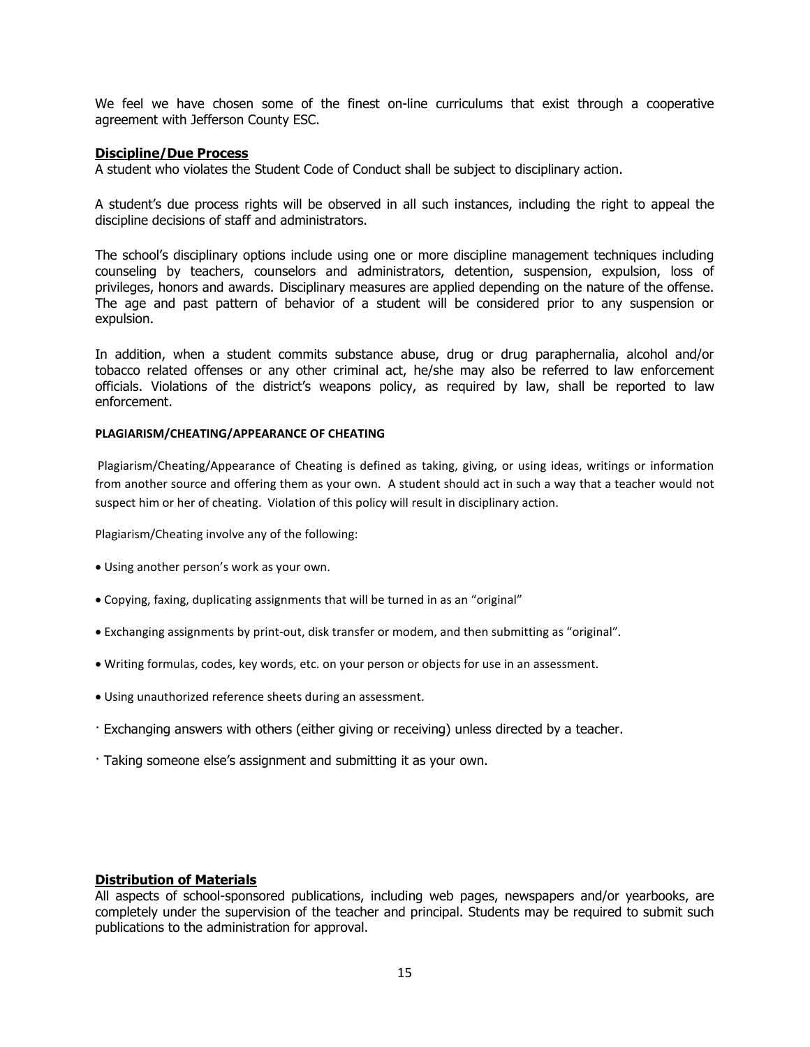We feel we have chosen some of the finest on-line curriculums that exist through a cooperative agreement with Jefferson County ESC.

## Discipline/Due Process

A student who violates the Student Code of Conduct shall be subject to disciplinary action.

A student's due process rights will be observed in all such instances, including the right to appeal the discipline decisions of staff and administrators.

The school's disciplinary options include using one or more discipline management techniques including counseling by teachers, counselors and administrators, detention, suspension, expulsion, loss of privileges, honors and awards. Disciplinary measures are applied depending on the nature of the offense. The age and past pattern of behavior of a student will be considered prior to any suspension or expulsion.

In addition, when a student commits substance abuse, drug or drug paraphernalia, alcohol and/or tobacco related offenses or any other criminal act, he/she may also be referred to law enforcement officials. Violations of the district's weapons policy, as required by law, shall be reported to law enforcement.

### PLAGIARISM/CHEATING/APPEARANCE OF CHEATING

Plagiarism/Cheating/Appearance of Cheating is defined as taking, giving, or using ideas, writings or information from another source and offering them as your own. A student should act in such a way that a teacher would not suspect him or her of cheating. Violation of this policy will result in disciplinary action.

Plagiarism/Cheating involve any of the following:

- Using another person's work as your own.
- Copying, faxing, duplicating assignments that will be turned in as an "original"
- Exchanging assignments by print-out, disk transfer or modem, and then submitting as "original".
- Writing formulas, codes, key words, etc. on your person or objects for use in an assessment.
- Using unauthorized reference sheets during an assessment.
- Exchanging answers with others (either giving or receiving) unless directed by a teacher.
- Taking someone else's assignment and submitting it as your own.

## Distribution of Materials

All aspects of school-sponsored publications, including web pages, newspapers and/or yearbooks, are completely under the supervision of the teacher and principal. Students may be required to submit such publications to the administration for approval.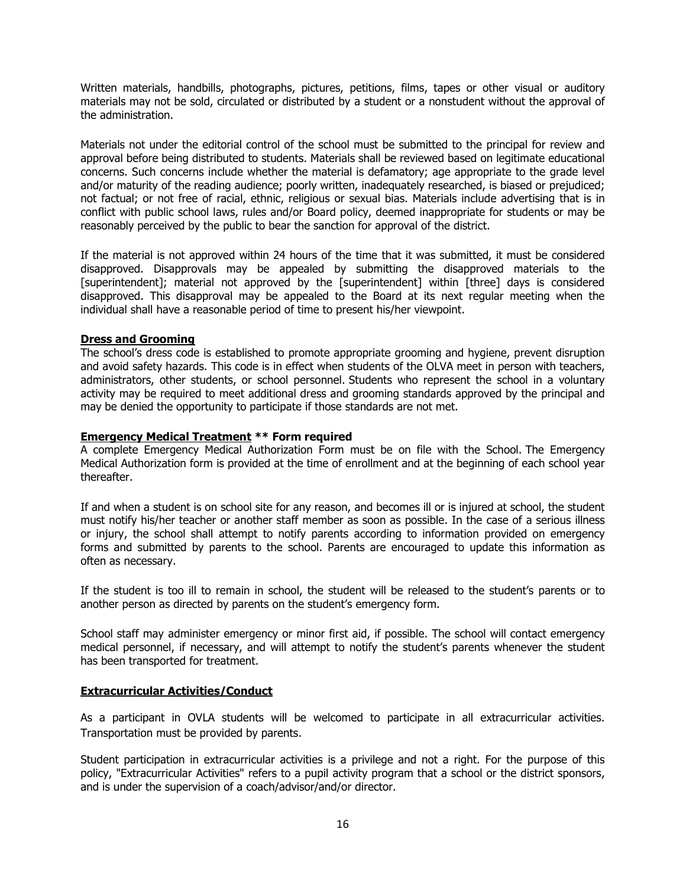Written materials, handbills, photographs, pictures, petitions, films, tapes or other visual or auditory materials may not be sold, circulated or distributed by a student or a nonstudent without the approval of the administration.

Materials not under the editorial control of the school must be submitted to the principal for review and approval before being distributed to students. Materials shall be reviewed based on legitimate educational concerns. Such concerns include whether the material is defamatory; age appropriate to the grade level and/or maturity of the reading audience; poorly written, inadequately researched, is biased or prejudiced; not factual; or not free of racial, ethnic, religious or sexual bias. Materials include advertising that is in conflict with public school laws, rules and/or Board policy, deemed inappropriate for students or may be reasonably perceived by the public to bear the sanction for approval of the district.

If the material is not approved within 24 hours of the time that it was submitted, it must be considered disapproved. Disapprovals may be appealed by submitting the disapproved materials to the [superintendent]; material not approved by the [superintendent] within [three] days is considered disapproved. This disapproval may be appealed to the Board at its next regular meeting when the individual shall have a reasonable period of time to present his/her viewpoint.

**Dress and Grooming**

The school's dress code is established to promote appropriate grooming and hygiene, prevent disruption and avoid safety hazards. This code is in effect when students of the OLVA meet in person with teachers, administrators, other students, or school personnel. Students who represent the school in a voluntary activity may be required to meet additional dress and grooming standards approved by the principal and may be denied the opportunity to participate if those standards are not met.

**Emergency Medical Treatment ** Form required**

A complete Emergency Medical Authorization Form must be on file with the School. The Emergency Medical Authorization form is provided at the time of enrollment and at the beginning of each school year thereafter.

If and when a student is on school site for any reason, and becomes ill or is injured at school, the student must notify his/her teacher or another staff member as soon as possible. In the case of a serious illness or injury, the school shall attempt to notify parents according to information provided on emergency forms and submitted by parents to the school. Parents are encouraged to update this information as often as necessary.

If the student is too ill to remain in school, the student will be released to the student's parents or to another person as directed by parents on the student's emergency form.

School staff may administer emergency or minor first aid, if possible. The school will contact emergency medical personnel, if necessary, and will attempt to notify the student's parents whenever the student has been transported for treatment.

**Extracurricular Activities/Conduct**

As a participant in OVLA students will be welcomed to participate in all extracurricular activities. Transportation must be provided by parents.

Student participation in extracurricular activities is a privilege and not a right. For the purpose of this policy, "Extracurricular Activities" refers to a pupil activity program that a school or the district sponsors, and is under the supervision of a coach/advisor/and/or director.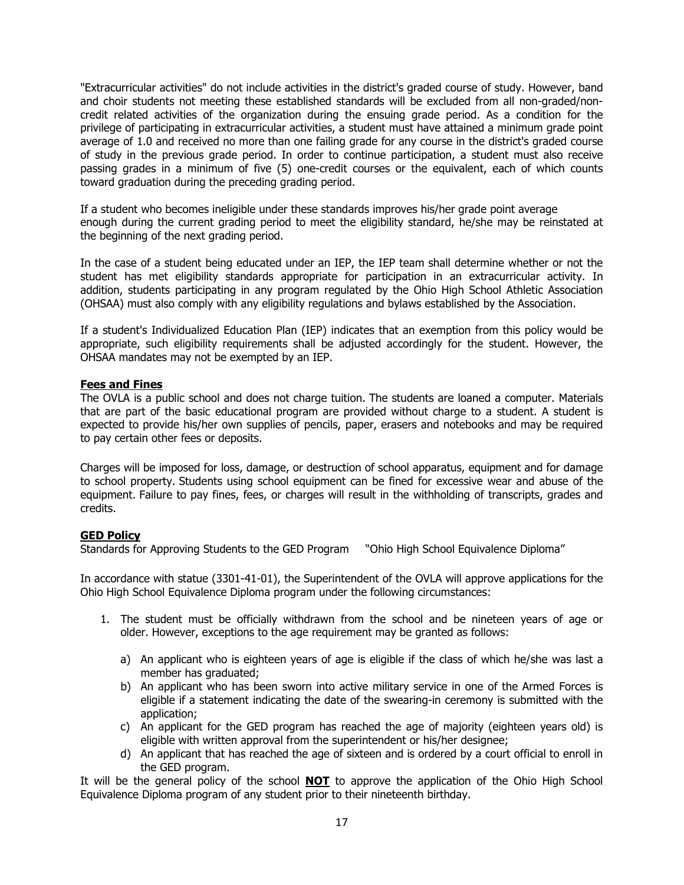"Extracurricular activities" do not include activities in the district's graded course of study. However, band and choir students not meeting these established standards will be excluded from all non-graded/non-credit related activities of the organization during the ensuing grade period. As a condition for the privilege of participating in extracurricular activities, a student must have attained a minimum grade point average of 1.0 and received no more than one failing grade for any course in the district's graded course of study in the previous grade period. In order to continue participation, a student must also receive passing grades in a minimum of five (5) one-credit courses or the equivalent, each of which counts toward graduation during the preceding grading period.

If a student who becomes ineligible under these standards improves his/her grade point average enough during the current grading period to meet the eligibility standard, he/she may be reinstated at the beginning of the next grading period.

In the case of a student being educated under an IEP, the IEP team shall determine whether or not the student has met eligibility standards appropriate for participation in an extracurricular activity. In addition, students participating in any program regulated by the Ohio High School Athletic Association (OHSAA) must also comply with any eligibility regulations and bylaws established by the Association.

If a student's Individualized Education Plan (IEP) indicates that an exemption from this policy would be appropriate, such eligibility requirements shall be adjusted accordingly for the student. However, the OHSAA mandates may not be exempted by an IEP.

## Fees and Fines

The OVLA is a public school and does not charge tuition. The students are loaned a computer. Materials that are part of the basic educational program are provided without charge to a student. A student is expected to provide his/her own supplies of pencils, paper, erasers and notebooks and may be required to pay certain other fees or deposits.

Charges will be imposed for loss, damage, or destruction of school apparatus, equipment and for damage to school property. Students using school equipment can be fined for excessive wear and abuse of the equipment. Failure to pay fines, fees, or charges will result in the withholding of transcripts, grades and credits.

## GED Policy

Standards for Approving Students to the GED Program "Ohio High School Equivalence Diploma"

In accordance with statue (3301-41-01), the Superintendent of the OVLA will approve applications for the Ohio High School Equivalence Diploma program under the following circumstances:

1. The student must be officially withdrawn from the school and be nineteen years of age or older. However, exceptions to the age requirement may be granted as follows:
   a) An applicant who is eighteen years of age is eligible if the class of which he/she was last a member has graduated;
   b) An applicant who has been sworn into active military service in one of the Armed Forces is eligible if a statement indicating the date of the swearing-in ceremony is submitted with the application;
   c) An applicant for the GED program has reached the age of majority (eighteen years old) is eligible with written approval from the superintendent or his/her designee;
   d) An applicant that has reached the age of sixteen and is ordered by a court official to enroll in the GED program.

It will be the general policy of the school **NOT** to approve the application of the Ohio High School Equivalence Diploma program of any student prior to their nineteenth birthday.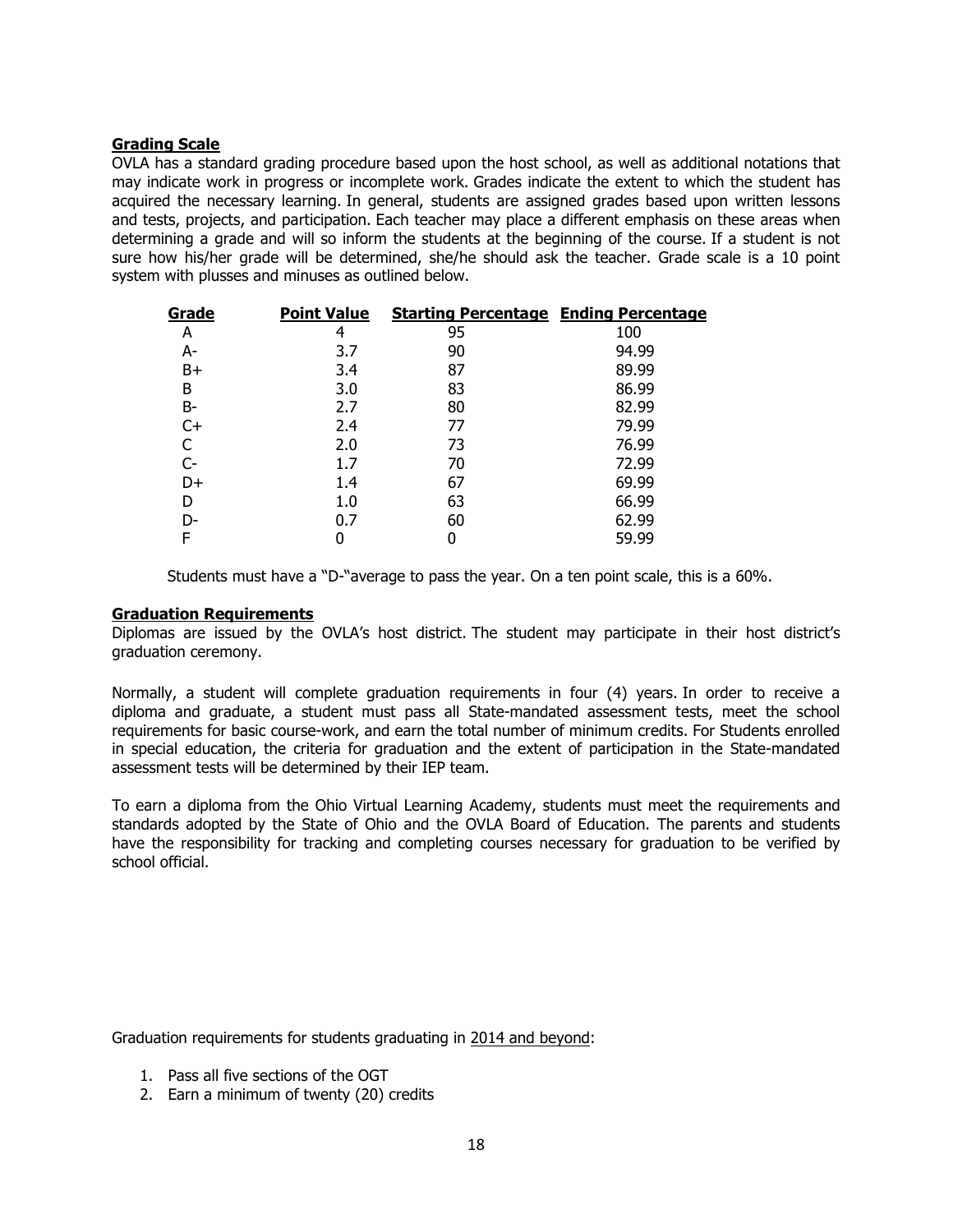## Grading Scale

OVLA has a standard grading procedure based upon the host school, as well as additional notations that may indicate work in progress or incomplete work. Grades indicate the extent to which the student has acquired the necessary learning. In general, students are assigned grades based upon written lessons and tests, projects, and participation. Each teacher may place a different emphasis on these areas when determining a grade and will so inform the students at the beginning of the course. If a student is not sure how his/her grade will be determined, she/he should ask the teacher. Grade scale is a 10 point system with plusses and minuses as outlined below.

| Grade | Point Value | Starting Percentage | Ending Percentage |
|---|---|---|---|
| A | 4 | 95 | 100 |
| A- | 3.7 | 90 | 94.99 |
| B+ | 3.4 | 87 | 89.99 |
| B | 3.0 | 83 | 86.99 |
| B- | 2.7 | 80 | 82.99 |
| C+ | 2.4 | 77 | 79.99 |
| C | 2.0 | 73 | 76.99 |
| C- | 1.7 | 70 | 72.99 |
| D+ | 1.4 | 67 | 69.99 |
| D | 1.0 | 63 | 66.99 |
| D- | 0.7 | 60 | 62.99 |
| F | 0 | 0 | 59.99 |

Students must have a "D-"average to pass the year. On a ten point scale, this is a 60%.

## Graduation Requirements

Diplomas are issued by the OVLA's host district. The student may participate in their host district's graduation ceremony.

Normally, a student will complete graduation requirements in four (4) years. In order to receive a diploma and graduate, a student must pass all State-mandated assessment tests, meet the school requirements for basic course-work, and earn the total number of minimum credits. For Students enrolled in special education, the criteria for graduation and the extent of participation in the State-mandated assessment tests will be determined by their IEP team.

To earn a diploma from the Ohio Virtual Learning Academy, students must meet the requirements and standards adopted by the State of Ohio and the OVLA Board of Education. The parents and students have the responsibility for tracking and completing courses necessary for graduation to be verified by school official.

Graduation requirements for students graduating in 2014 and beyond:

1. Pass all five sections of the OGT
2. Earn a minimum of twenty (20) credits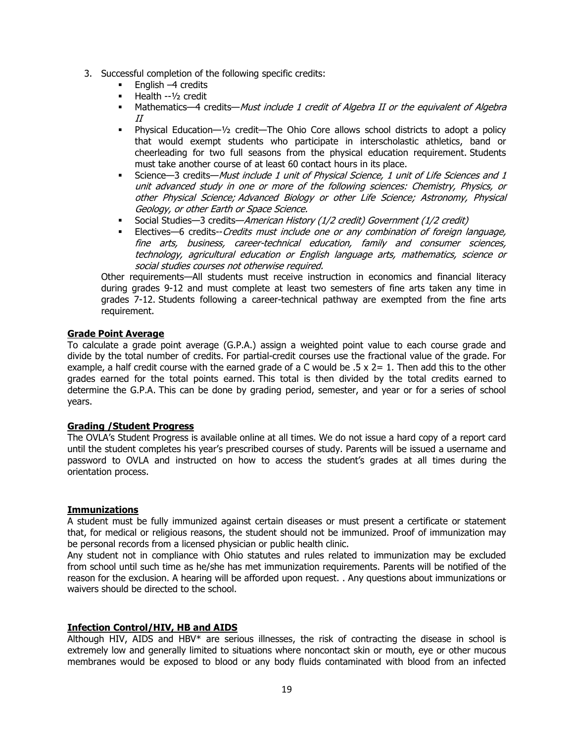3. Successful completion of the following specific credits:
    - English –4 credits
    - Health --½ credit
    - Mathematics—4 credits—*Must include 1 credit of Algebra II or the equivalent of Algebra II*
    - Physical Education—½ credit—The Ohio Core allows school districts to adopt a policy that would exempt students who participate in interscholastic athletics, band or cheerleading for two full seasons from the physical education requirement. Students must take another course of at least 60 contact hours in its place.
    - Science—3 credits—*Must include 1 unit of Physical Science, 1 unit of Life Sciences and 1 unit advanced study in one or more of the following sciences: Chemistry, Physics, or other Physical Science; Advanced Biology or other Life Science; Astronomy, Physical Geology, or other Earth or Space Science.*
    - Social Studies—3 credits—*American History (1/2 credit) Government (1/2 credit)*
    - Electives—6 credits--*Credits must include one or any combination of foreign language, fine arts, business, career-technical education, family and consumer sciences, technology, agricultural education or English language arts, mathematics, science or social studies courses not otherwise required.*

    Other requirements—All students must receive instruction in economics and financial literacy during grades 9-12 and must complete at least two semesters of fine arts taken any time in grades 7-12. Students following a career-technical pathway are exempted from the fine arts requirement.

**Grade Point Average**

To calculate a grade point average (G.P.A.) assign a weighted point value to each course grade and divide by the total number of credits. For partial-credit courses use the fractional value of the grade. For example, a half credit course with the earned grade of a C would be .5 x 2= 1. Then add this to the other grades earned for the total points earned. This total is then divided by the total credits earned to determine the G.P.A. This can be done by grading period, semester, and year or for a series of school years.

**Grading /Student Progress**

The OVLA's Student Progress is available online at all times. We do not issue a hard copy of a report card until the student completes his year's prescribed courses of study. Parents will be issued a username and password to OVLA and instructed on how to access the student's grades at all times during the orientation process.

**Immunizations**

A student must be fully immunized against certain diseases or must present a certificate or statement that, for medical or religious reasons, the student should not be immunized. Proof of immunization may be personal records from a licensed physician or public health clinic.

Any student not in compliance with Ohio statutes and rules related to immunization may be excluded from school until such time as he/she has met immunization requirements. Parents will be notified of the reason for the exclusion. A hearing will be afforded upon request. . Any questions about immunizations or waivers should be directed to the school.

**Infection Control/HIV, HB and AIDS**

Although HIV, AIDS and HBV* are serious illnesses, the risk of contracting the disease in school is extremely low and generally limited to situations where noncontact skin or mouth, eye or other mucous membranes would be exposed to blood or any body fluids contaminated with blood from an infected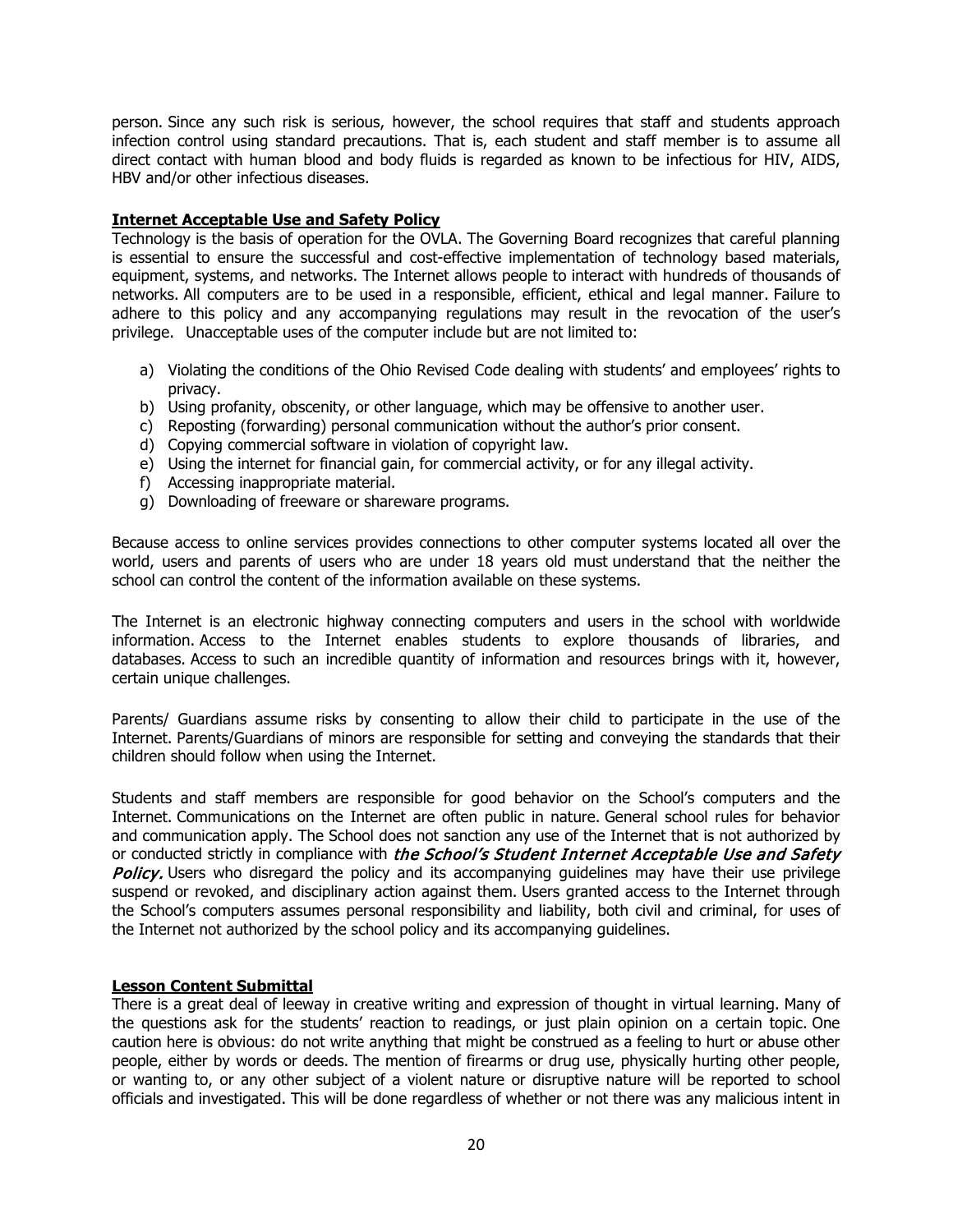person. Since any such risk is serious, however, the school requires that staff and students approach infection control using standard precautions. That is, each student and staff member is to assume all direct contact with human blood and body fluids is regarded as known to be infectious for HIV, AIDS, HBV and/or other infectious diseases.

## Internet Acceptable Use and Safety Policy

Technology is the basis of operation for the OVLA. The Governing Board recognizes that careful planning is essential to ensure the successful and cost-effective implementation of technology based materials, equipment, systems, and networks. The Internet allows people to interact with hundreds of thousands of networks. All computers are to be used in a responsible, efficient, ethical and legal manner. Failure to adhere to this policy and any accompanying regulations may result in the revocation of the user's privilege. Unacceptable uses of the computer include but are not limited to:

a) Violating the conditions of the Ohio Revised Code dealing with students' and employees' rights to privacy.
b) Using profanity, obscenity, or other language, which may be offensive to another user.
c) Reposting (forwarding) personal communication without the author's prior consent.
d) Copying commercial software in violation of copyright law.
e) Using the internet for financial gain, for commercial activity, or for any illegal activity.
f) Accessing inappropriate material.
g) Downloading of freeware or shareware programs.

Because access to online services provides connections to other computer systems located all over the world, users and parents of users who are under 18 years old must understand that the neither the school can control the content of the information available on these systems.

The Internet is an electronic highway connecting computers and users in the school with worldwide information. Access to the Internet enables students to explore thousands of libraries, and databases. Access to such an incredible quantity of information and resources brings with it, however, certain unique challenges.

Parents/ Guardians assume risks by consenting to allow their child to participate in the use of the Internet. Parents/Guardians of minors are responsible for setting and conveying the standards that their children should follow when using the Internet.

Students and staff members are responsible for good behavior on the School's computers and the Internet. Communications on the Internet are often public in nature. General school rules for behavior and communication apply. The School does not sanction any use of the Internet that is not authorized by or conducted strictly in compliance with ***the School's Student Internet Acceptable Use and Safety Policy.*** Users who disregard the policy and its accompanying guidelines may have their use privilege suspend or revoked, and disciplinary action against them. Users granted access to the Internet through the School's computers assumes personal responsibility and liability, both civil and criminal, for uses of the Internet not authorized by the school policy and its accompanying guidelines.

## Lesson Content Submittal

There is a great deal of leeway in creative writing and expression of thought in virtual learning. Many of the questions ask for the students' reaction to readings, or just plain opinion on a certain topic. One caution here is obvious: do not write anything that might be construed as a feeling to hurt or abuse other people, either by words or deeds. The mention of firearms or drug use, physically hurting other people, or wanting to, or any other subject of a violent nature or disruptive nature will be reported to school officials and investigated. This will be done regardless of whether or not there was any malicious intent in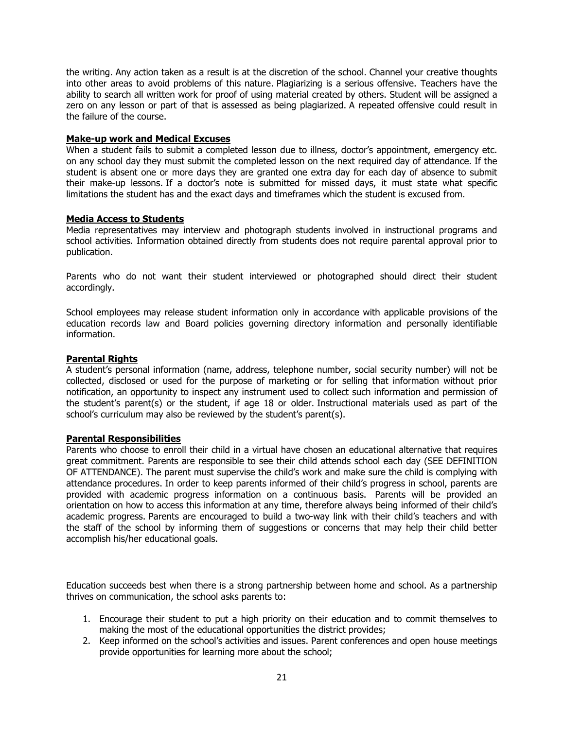the writing. Any action taken as a result is at the discretion of the school. Channel your creative thoughts into other areas to avoid problems of this nature. Plagiarizing is a serious offensive. Teachers have the ability to search all written work for proof of using material created by others. Student will be assigned a zero on any lesson or part of that is assessed as being plagiarized. A repeated offensive could result in the failure of the course.

**Make-up work and Medical Excuses**

When a student fails to submit a completed lesson due to illness, doctor's appointment, emergency etc. on any school day they must submit the completed lesson on the next required day of attendance. If the student is absent one or more days they are granted one extra day for each day of absence to submit their make-up lessons. If a doctor's note is submitted for missed days, it must state what specific limitations the student has and the exact days and timeframes which the student is excused from.

**Media Access to Students**

Media representatives may interview and photograph students involved in instructional programs and school activities. Information obtained directly from students does not require parental approval prior to publication.

Parents who do not want their student interviewed or photographed should direct their student accordingly.

School employees may release student information only in accordance with applicable provisions of the education records law and Board policies governing directory information and personally identifiable information.

**Parental Rights**

A student's personal information (name, address, telephone number, social security number) will not be collected, disclosed or used for the purpose of marketing or for selling that information without prior notification, an opportunity to inspect any instrument used to collect such information and permission of the student's parent(s) or the student, if age 18 or older. Instructional materials used as part of the school's curriculum may also be reviewed by the student's parent(s).

**Parental Responsibilities**

Parents who choose to enroll their child in a virtual have chosen an educational alternative that requires great commitment. Parents are responsible to see their child attends school each day (SEE DEFINITION OF ATTENDANCE). The parent must supervise the child's work and make sure the child is complying with attendance procedures. In order to keep parents informed of their child's progress in school, parents are provided with academic progress information on a continuous basis. Parents will be provided an orientation on how to access this information at any time, therefore always being informed of their child's academic progress. Parents are encouraged to build a two-way link with their child's teachers and with the staff of the school by informing them of suggestions or concerns that may help their child better accomplish his/her educational goals.

Education succeeds best when there is a strong partnership between home and school. As a partnership thrives on communication, the school asks parents to:

1. Encourage their student to put a high priority on their education and to commit themselves to making the most of the educational opportunities the district provides;
2. Keep informed on the school's activities and issues. Parent conferences and open house meetings provide opportunities for learning more about the school;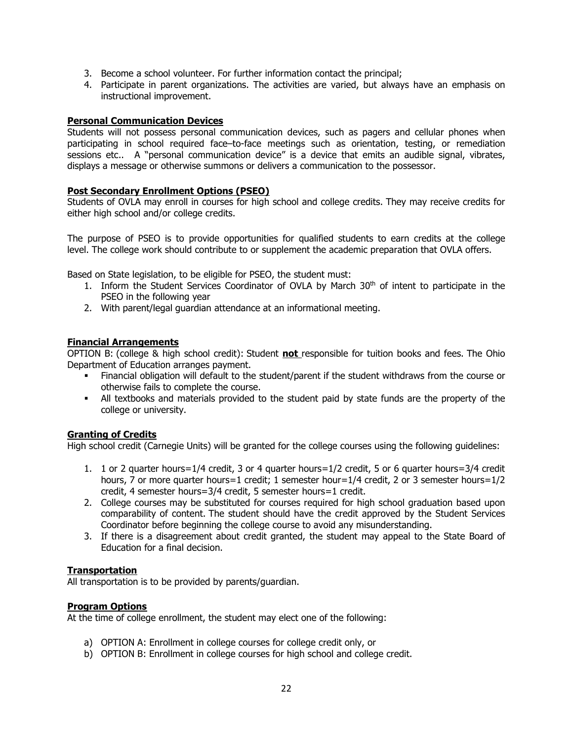3. Become a school volunteer. For further information contact the principal;
4. Participate in parent organizations. The activities are varied, but always have an emphasis on instructional improvement.

**Personal Communication Devices**

Students will not possess personal communication devices, such as pagers and cellular phones when participating in school required face–to-face meetings such as orientation, testing, or remediation sessions etc.. A "personal communication device" is a device that emits an audible signal, vibrates, displays a message or otherwise summons or delivers a communication to the possessor.

**Post Secondary Enrollment Options (PSEO)**

Students of OVLA may enroll in courses for high school and college credits. They may receive credits for either high school and/or college credits.

The purpose of PSEO is to provide opportunities for qualified students to earn credits at the college level. The college work should contribute to or supplement the academic preparation that OVLA offers.

Based on State legislation, to be eligible for PSEO, the student must:

1. Inform the Student Services Coordinator of OVLA by March 30th of intent to participate in the PSEO in the following year
2. With parent/legal guardian attendance at an informational meeting.

**Financial Arrangements**

OPTION B: (college & high school credit): Student **not** responsible for tuition books and fees. The Ohio Department of Education arranges payment.

- Financial obligation will default to the student/parent if the student withdraws from the course or otherwise fails to complete the course.
- All textbooks and materials provided to the student paid by state funds are the property of the college or university.

**Granting of Credits**

High school credit (Carnegie Units) will be granted for the college courses using the following guidelines:

1. 1 or 2 quarter hours=1/4 credit, 3 or 4 quarter hours=1/2 credit, 5 or 6 quarter hours=3/4 credit hours, 7 or more quarter hours=1 credit; 1 semester hour=1/4 credit, 2 or 3 semester hours=1/2 credit, 4 semester hours=3/4 credit, 5 semester hours=1 credit.
2. College courses may be substituted for courses required for high school graduation based upon comparability of content. The student should have the credit approved by the Student Services Coordinator before beginning the college course to avoid any misunderstanding.
3. If there is a disagreement about credit granted, the student may appeal to the State Board of Education for a final decision.

**Transportation**

All transportation is to be provided by parents/guardian.

**Program Options**

At the time of college enrollment, the student may elect one of the following:

a) OPTION A: Enrollment in college courses for college credit only, or
b) OPTION B: Enrollment in college courses for high school and college credit.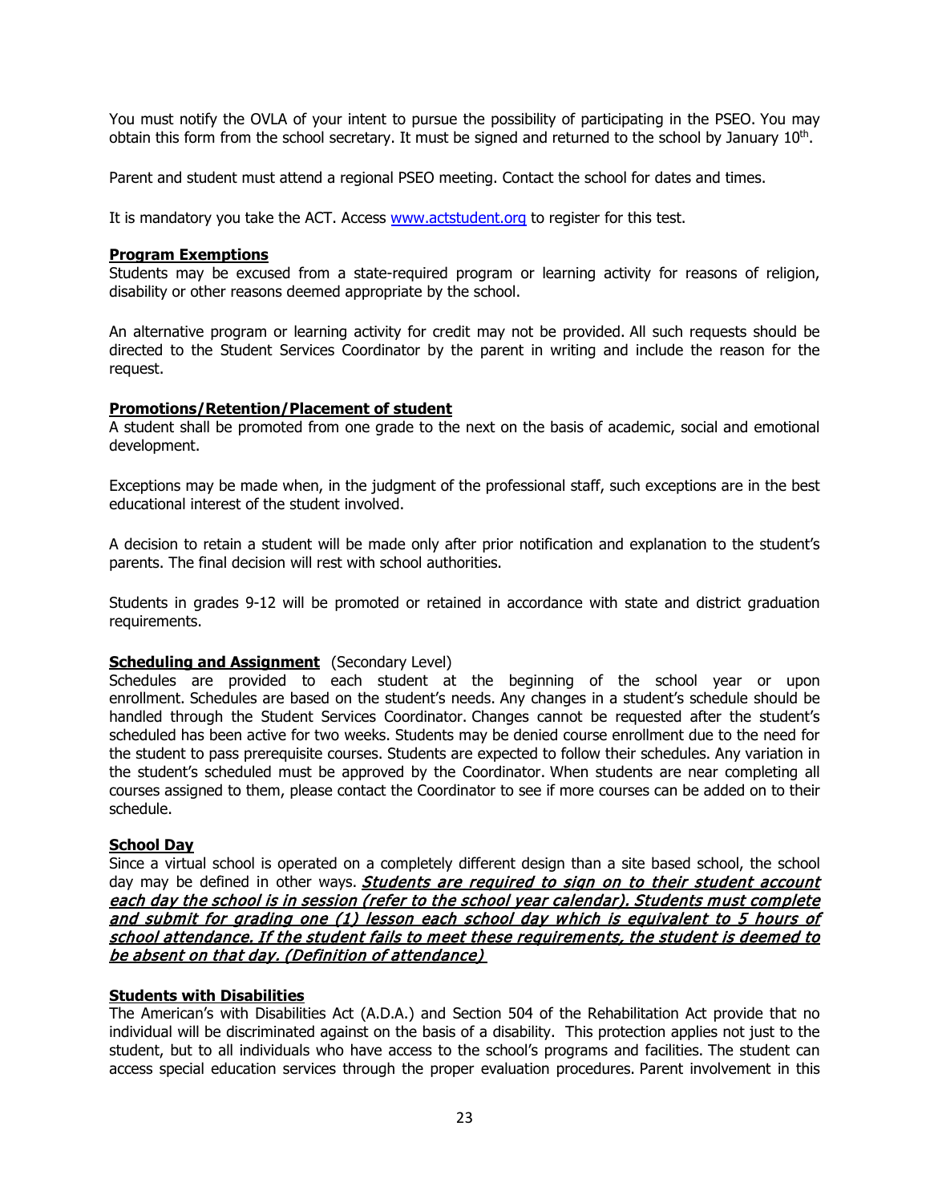You must notify the OVLA of your intent to pursue the possibility of participating in the PSEO. You may obtain this form from the school secretary. It must be signed and returned to the school by January 10th.

Parent and student must attend a regional PSEO meeting. Contact the school for dates and times.

It is mandatory you take the ACT. Access [www.actstudent.org](http://www.actstudent.org) to register for this test.

**Program Exemptions**

Students may be excused from a state-required program or learning activity for reasons of religion, disability or other reasons deemed appropriate by the school.

An alternative program or learning activity for credit may not be provided. All such requests should be directed to the Student Services Coordinator by the parent in writing and include the reason for the request.

**Promotions/Retention/Placement of student**

A student shall be promoted from one grade to the next on the basis of academic, social and emotional development.

Exceptions may be made when, in the judgment of the professional staff, such exceptions are in the best educational interest of the student involved.

A decision to retain a student will be made only after prior notification and explanation to the student's parents. The final decision will rest with school authorities.

Students in grades 9-12 will be promoted or retained in accordance with state and district graduation requirements.

**Scheduling and Assignment** (Secondary Level)

Schedules are provided to each student at the beginning of the school year or upon enrollment. Schedules are based on the student's needs. Any changes in a student's schedule should be handled through the Student Services Coordinator. Changes cannot be requested after the student's scheduled has been active for two weeks. Students may be denied course enrollment due to the need for the student to pass prerequisite courses. Students are expected to follow their schedules. Any variation in the student's scheduled must be approved by the Coordinator. When students are near completing all courses assigned to them, please contact the Coordinator to see if more courses can be added on to their schedule.

**School Day**

Since a virtual school is operated on a completely different design than a site based school, the school day may be defined in other ways. ***Students are required to sign on to their student account each day the school is in session (refer to the school year calendar). Students must complete and submit for grading one (1) lesson each school day which is equivalent to 5 hours of school attendance. If the student fails to meet these requirements, the student is deemed to be absent on that day. (Definition of attendance)***

**Students with Disabilities**

The American's with Disabilities Act (A.D.A.) and Section 504 of the Rehabilitation Act provide that no individual will be discriminated against on the basis of a disability. This protection applies not just to the student, but to all individuals who have access to the school's programs and facilities. The student can access special education services through the proper evaluation procedures. Parent involvement in this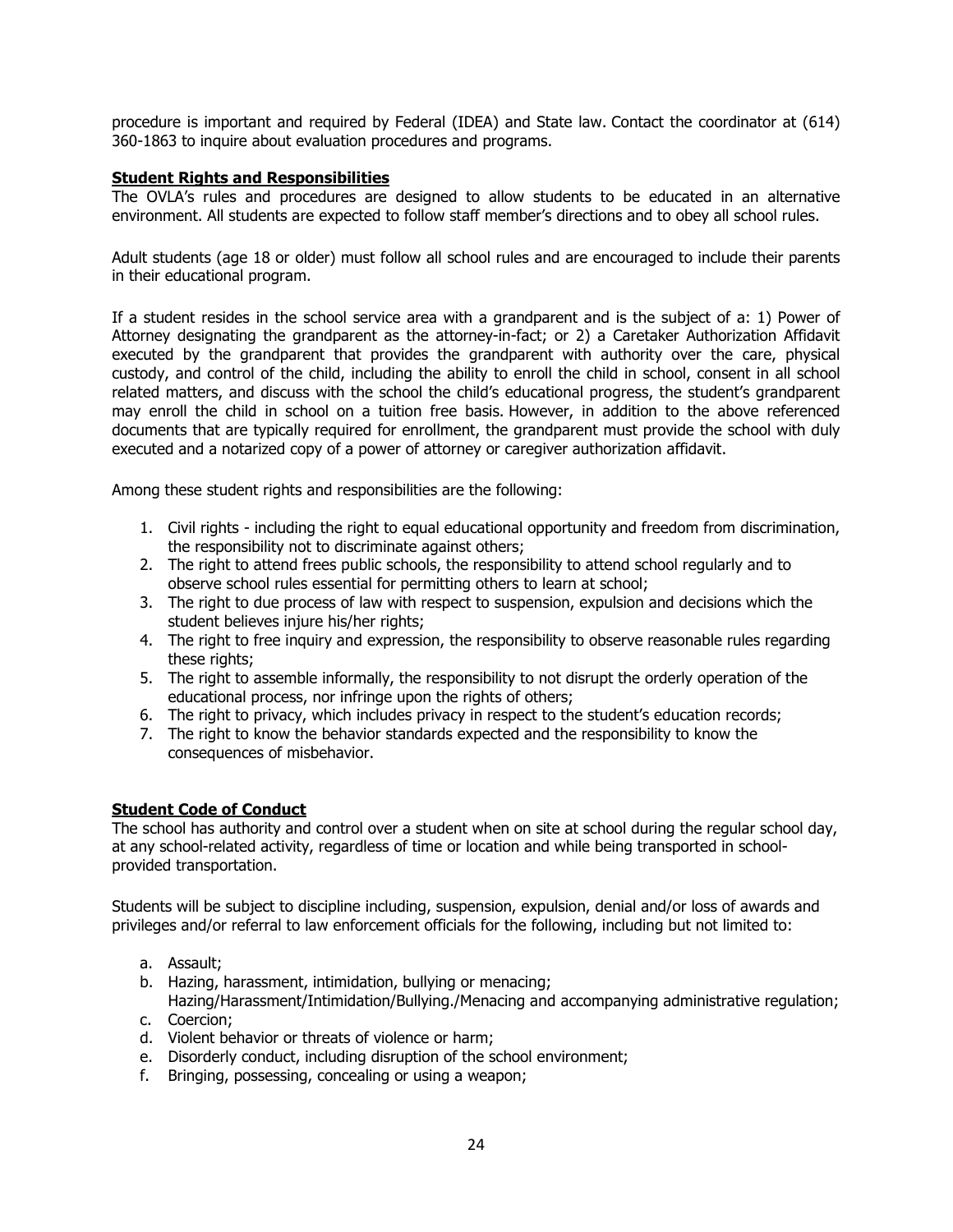procedure is important and required by Federal (IDEA) and State law. Contact the coordinator at (614) 360-1863 to inquire about evaluation procedures and programs.

## Student Rights and Responsibilities

The OVLA's rules and procedures are designed to allow students to be educated in an alternative environment. All students are expected to follow staff member's directions and to obey all school rules.

Adult students (age 18 or older) must follow all school rules and are encouraged to include their parents in their educational program.

If a student resides in the school service area with a grandparent and is the subject of a: 1) Power of Attorney designating the grandparent as the attorney-in-fact; or 2) a Caretaker Authorization Affidavit executed by the grandparent that provides the grandparent with authority over the care, physical custody, and control of the child, including the ability to enroll the child in school, consent in all school related matters, and discuss with the school the child's educational progress, the student's grandparent may enroll the child in school on a tuition free basis. However, in addition to the above referenced documents that are typically required for enrollment, the grandparent must provide the school with duly executed and a notarized copy of a power of attorney or caregiver authorization affidavit.

Among these student rights and responsibilities are the following:

1. Civil rights - including the right to equal educational opportunity and freedom from discrimination, the responsibility not to discriminate against others;
2. The right to attend frees public schools, the responsibility to attend school regularly and to observe school rules essential for permitting others to learn at school;
3. The right to due process of law with respect to suspension, expulsion and decisions which the student believes injure his/her rights;
4. The right to free inquiry and expression, the responsibility to observe reasonable rules regarding these rights;
5. The right to assemble informally, the responsibility to not disrupt the orderly operation of the educational process, nor infringe upon the rights of others;
6. The right to privacy, which includes privacy in respect to the student's education records;
7. The right to know the behavior standards expected and the responsibility to know the consequences of misbehavior.

## Student Code of Conduct

The school has authority and control over a student when on site at school during the regular school day, at any school-related activity, regardless of time or location and while being transported in school-provided transportation.

Students will be subject to discipline including, suspension, expulsion, denial and/or loss of awards and privileges and/or referral to law enforcement officials for the following, including but not limited to:

a. Assault;
b. Hazing, harassment, intimidation, bullying or menacing; Hazing/Harassment/Intimidation/Bullying./Menacing and accompanying administrative regulation;
c. Coercion;
d. Violent behavior or threats of violence or harm;
e. Disorderly conduct, including disruption of the school environment;
f. Bringing, possessing, concealing or using a weapon;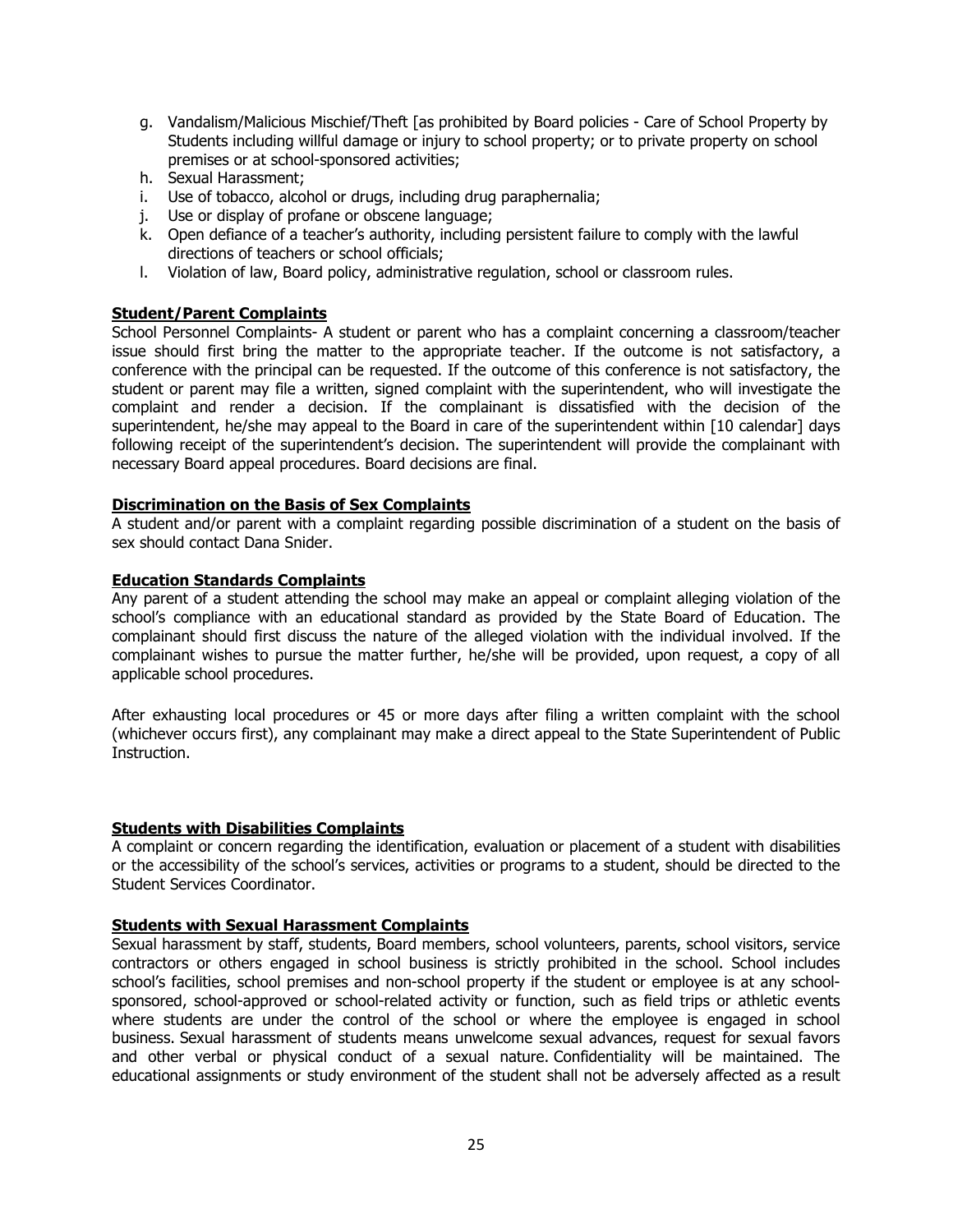g. Vandalism/Malicious Mischief/Theft [as prohibited by Board policies - Care of School Property by Students including willful damage or injury to school property; or to private property on school premises or at school-sponsored activities;
h. Sexual Harassment;
i. Use of tobacco, alcohol or drugs, including drug paraphernalia;
j. Use or display of profane or obscene language;
k. Open defiance of a teacher's authority, including persistent failure to comply with the lawful directions of teachers or school officials;
l. Violation of law, Board policy, administrative regulation, school or classroom rules.

**Student/Parent Complaints**

School Personnel Complaints- A student or parent who has a complaint concerning a classroom/teacher issue should first bring the matter to the appropriate teacher. If the outcome is not satisfactory, a conference with the principal can be requested. If the outcome of this conference is not satisfactory, the student or parent may file a written, signed complaint with the superintendent, who will investigate the complaint and render a decision. If the complainant is dissatisfied with the decision of the superintendent, he/she may appeal to the Board in care of the superintendent within [10 calendar] days following receipt of the superintendent's decision. The superintendent will provide the complainant with necessary Board appeal procedures. Board decisions are final.

**Discrimination on the Basis of Sex Complaints**

A student and/or parent with a complaint regarding possible discrimination of a student on the basis of sex should contact Dana Snider.

**Education Standards Complaints**

Any parent of a student attending the school may make an appeal or complaint alleging violation of the school's compliance with an educational standard as provided by the State Board of Education. The complainant should first discuss the nature of the alleged violation with the individual involved. If the complainant wishes to pursue the matter further, he/she will be provided, upon request, a copy of all applicable school procedures.

After exhausting local procedures or 45 or more days after filing a written complaint with the school (whichever occurs first), any complainant may make a direct appeal to the State Superintendent of Public Instruction.

**Students with Disabilities Complaints**

A complaint or concern regarding the identification, evaluation or placement of a student with disabilities or the accessibility of the school's services, activities or programs to a student, should be directed to the Student Services Coordinator.

**Students with Sexual Harassment Complaints**

Sexual harassment by staff, students, Board members, school volunteers, parents, school visitors, service contractors or others engaged in school business is strictly prohibited in the school. School includes school's facilities, school premises and non-school property if the student or employee is at any school-sponsored, school-approved or school-related activity or function, such as field trips or athletic events where students are under the control of the school or where the employee is engaged in school business. Sexual harassment of students means unwelcome sexual advances, request for sexual favors and other verbal or physical conduct of a sexual nature. Confidentiality will be maintained. The educational assignments or study environment of the student shall not be adversely affected as a result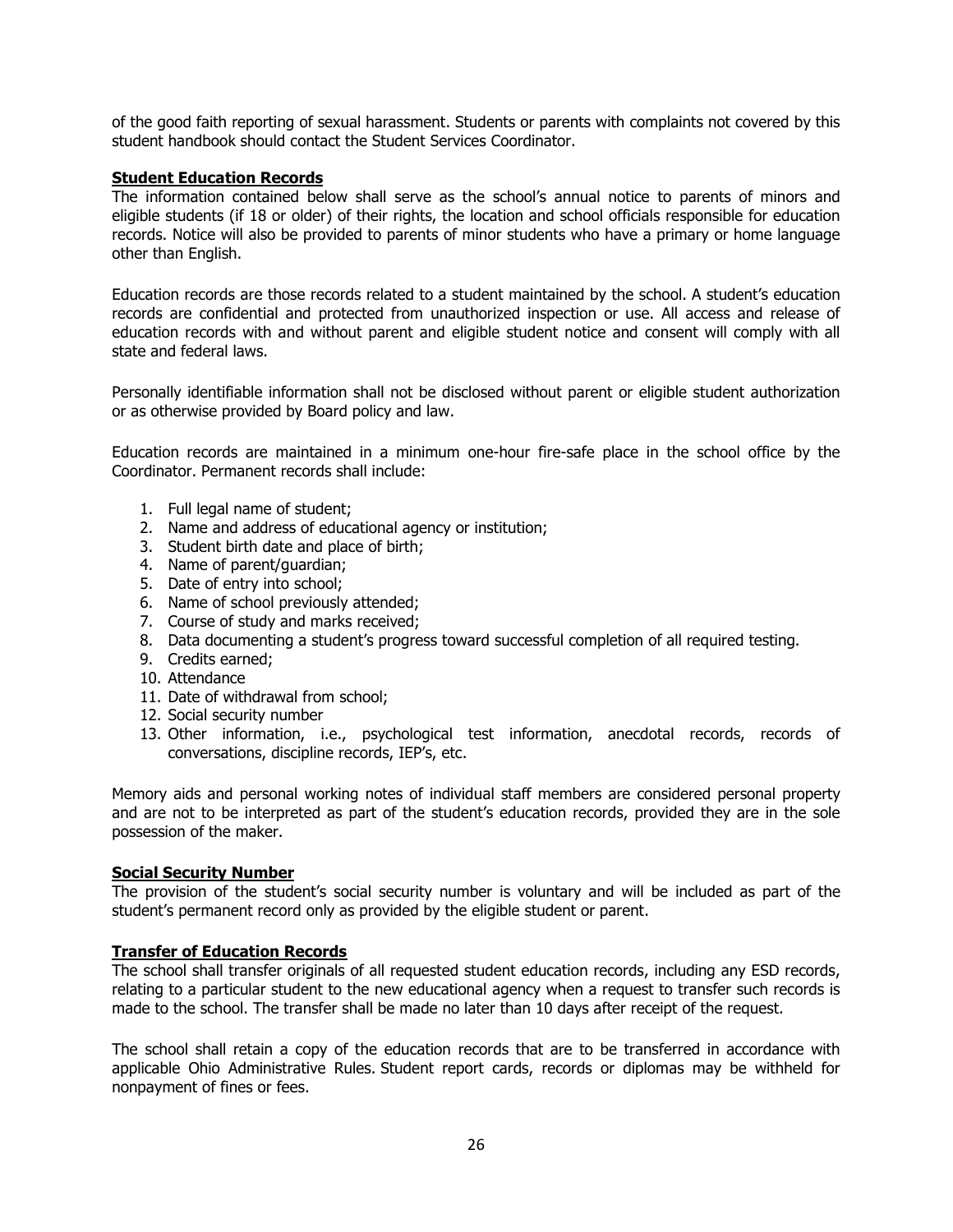of the good faith reporting of sexual harassment. Students or parents with complaints not covered by this student handbook should contact the Student Services Coordinator.

## Student Education Records

The information contained below shall serve as the school's annual notice to parents of minors and eligible students (if 18 or older) of their rights, the location and school officials responsible for education records. Notice will also be provided to parents of minor students who have a primary or home language other than English.

Education records are those records related to a student maintained by the school. A student's education records are confidential and protected from unauthorized inspection or use. All access and release of education records with and without parent and eligible student notice and consent will comply with all state and federal laws.

Personally identifiable information shall not be disclosed without parent or eligible student authorization or as otherwise provided by Board policy and law.

Education records are maintained in a minimum one-hour fire-safe place in the school office by the Coordinator. Permanent records shall include:

1. Full legal name of student;
2. Name and address of educational agency or institution;
3. Student birth date and place of birth;
4. Name of parent/guardian;
5. Date of entry into school;
6. Name of school previously attended;
7. Course of study and marks received;
8. Data documenting a student's progress toward successful completion of all required testing.
9. Credits earned;
10. Attendance
11. Date of withdrawal from school;
12. Social security number
13. Other information, i.e., psychological test information, anecdotal records, records of conversations, discipline records, IEP's, etc.

Memory aids and personal working notes of individual staff members are considered personal property and are not to be interpreted as part of the student's education records, provided they are in the sole possession of the maker.

## Social Security Number

The provision of the student's social security number is voluntary and will be included as part of the student's permanent record only as provided by the eligible student or parent.

## Transfer of Education Records

The school shall transfer originals of all requested student education records, including any ESD records, relating to a particular student to the new educational agency when a request to transfer such records is made to the school. The transfer shall be made no later than 10 days after receipt of the request.

The school shall retain a copy of the education records that are to be transferred in accordance with applicable Ohio Administrative Rules. Student report cards, records or diplomas may be withheld for nonpayment of fines or fees.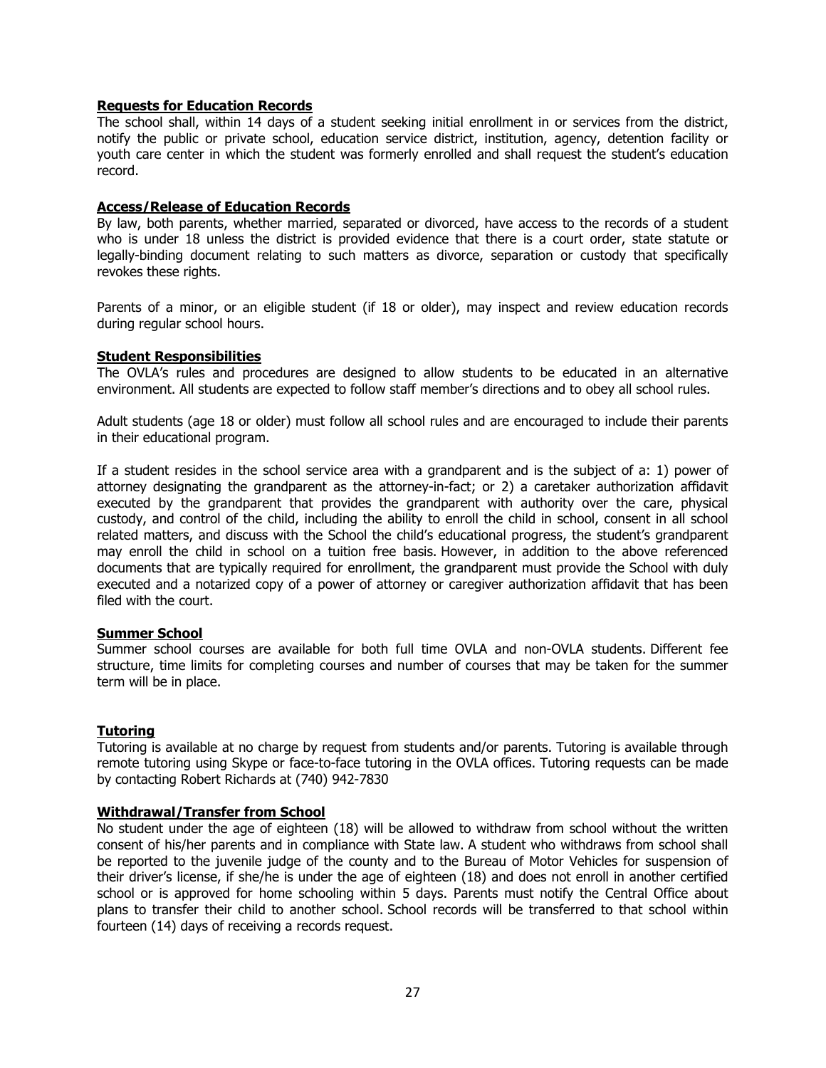## Requests for Education Records

The school shall, within 14 days of a student seeking initial enrollment in or services from the district, notify the public or private school, education service district, institution, agency, detention facility or youth care center in which the student was formerly enrolled and shall request the student's education record.

## Access/Release of Education Records

By law, both parents, whether married, separated or divorced, have access to the records of a student who is under 18 unless the district is provided evidence that there is a court order, state statute or legally-binding document relating to such matters as divorce, separation or custody that specifically revokes these rights.

Parents of a minor, or an eligible student (if 18 or older), may inspect and review education records during regular school hours.

## Student Responsibilities

The OVLA's rules and procedures are designed to allow students to be educated in an alternative environment. All students are expected to follow staff member's directions and to obey all school rules.

Adult students (age 18 or older) must follow all school rules and are encouraged to include their parents in their educational program.

If a student resides in the school service area with a grandparent and is the subject of a: 1) power of attorney designating the grandparent as the attorney-in-fact; or 2) a caretaker authorization affidavit executed by the grandparent that provides the grandparent with authority over the care, physical custody, and control of the child, including the ability to enroll the child in school, consent in all school related matters, and discuss with the School the child's educational progress, the student's grandparent may enroll the child in school on a tuition free basis. However, in addition to the above referenced documents that are typically required for enrollment, the grandparent must provide the School with duly executed and a notarized copy of a power of attorney or caregiver authorization affidavit that has been filed with the court.

## Summer School

Summer school courses are available for both full time OVLA and non-OVLA students. Different fee structure, time limits for completing courses and number of courses that may be taken for the summer term will be in place.

## Tutoring

Tutoring is available at no charge by request from students and/or parents. Tutoring is available through remote tutoring using Skype or face-to-face tutoring in the OVLA offices. Tutoring requests can be made by contacting Robert Richards at (740) 942-7830

## Withdrawal/Transfer from School

No student under the age of eighteen (18) will be allowed to withdraw from school without the written consent of his/her parents and in compliance with State law. A student who withdraws from school shall be reported to the juvenile judge of the county and to the Bureau of Motor Vehicles for suspension of their driver's license, if she/he is under the age of eighteen (18) and does not enroll in another certified school or is approved for home schooling within 5 days. Parents must notify the Central Office about plans to transfer their child to another school. School records will be transferred to that school within fourteen (14) days of receiving a records request.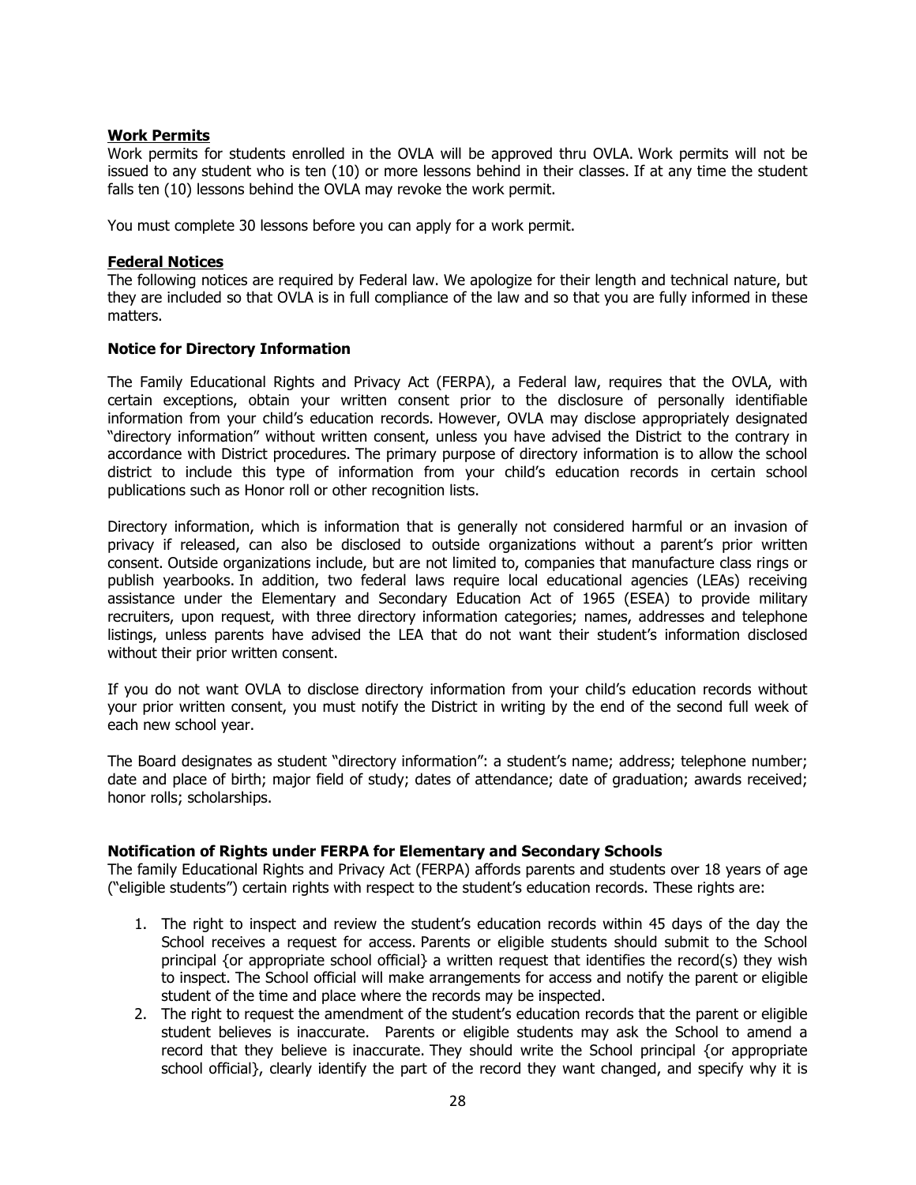## Work Permits

Work permits for students enrolled in the OVLA will be approved thru OVLA. Work permits will not be issued to any student who is ten (10) or more lessons behind in their classes. If at any time the student falls ten (10) lessons behind the OVLA may revoke the work permit.

You must complete 30 lessons before you can apply for a work permit.

## Federal Notices

The following notices are required by Federal law. We apologize for their length and technical nature, but they are included so that OVLA is in full compliance of the law and so that you are fully informed in these matters.

### Notice for Directory Information

The Family Educational Rights and Privacy Act (FERPA), a Federal law, requires that the OVLA, with certain exceptions, obtain your written consent prior to the disclosure of personally identifiable information from your child's education records. However, OVLA may disclose appropriately designated "directory information" without written consent, unless you have advised the District to the contrary in accordance with District procedures. The primary purpose of directory information is to allow the school district to include this type of information from your child's education records in certain school publications such as Honor roll or other recognition lists.

Directory information, which is information that is generally not considered harmful or an invasion of privacy if released, can also be disclosed to outside organizations without a parent's prior written consent. Outside organizations include, but are not limited to, companies that manufacture class rings or publish yearbooks. In addition, two federal laws require local educational agencies (LEAs) receiving assistance under the Elementary and Secondary Education Act of 1965 (ESEA) to provide military recruiters, upon request, with three directory information categories; names, addresses and telephone listings, unless parents have advised the LEA that do not want their student's information disclosed without their prior written consent.

If you do not want OVLA to disclose directory information from your child's education records without your prior written consent, you must notify the District in writing by the end of the second full week of each new school year.

The Board designates as student "directory information": a student's name; address; telephone number; date and place of birth; major field of study; dates of attendance; date of graduation; awards received; honor rolls; scholarships.

### Notification of Rights under FERPA for Elementary and Secondary Schools

The family Educational Rights and Privacy Act (FERPA) affords parents and students over 18 years of age ("eligible students") certain rights with respect to the student's education records. These rights are:

1. The right to inspect and review the student's education records within 45 days of the day the School receives a request for access. Parents or eligible students should submit to the School principal {or appropriate school official} a written request that identifies the record(s) they wish to inspect. The School official will make arrangements for access and notify the parent or eligible student of the time and place where the records may be inspected.
2. The right to request the amendment of the student's education records that the parent or eligible student believes is inaccurate. Parents or eligible students may ask the School to amend a record that they believe is inaccurate. They should write the School principal {or appropriate school official}, clearly identify the part of the record they want changed, and specify why it is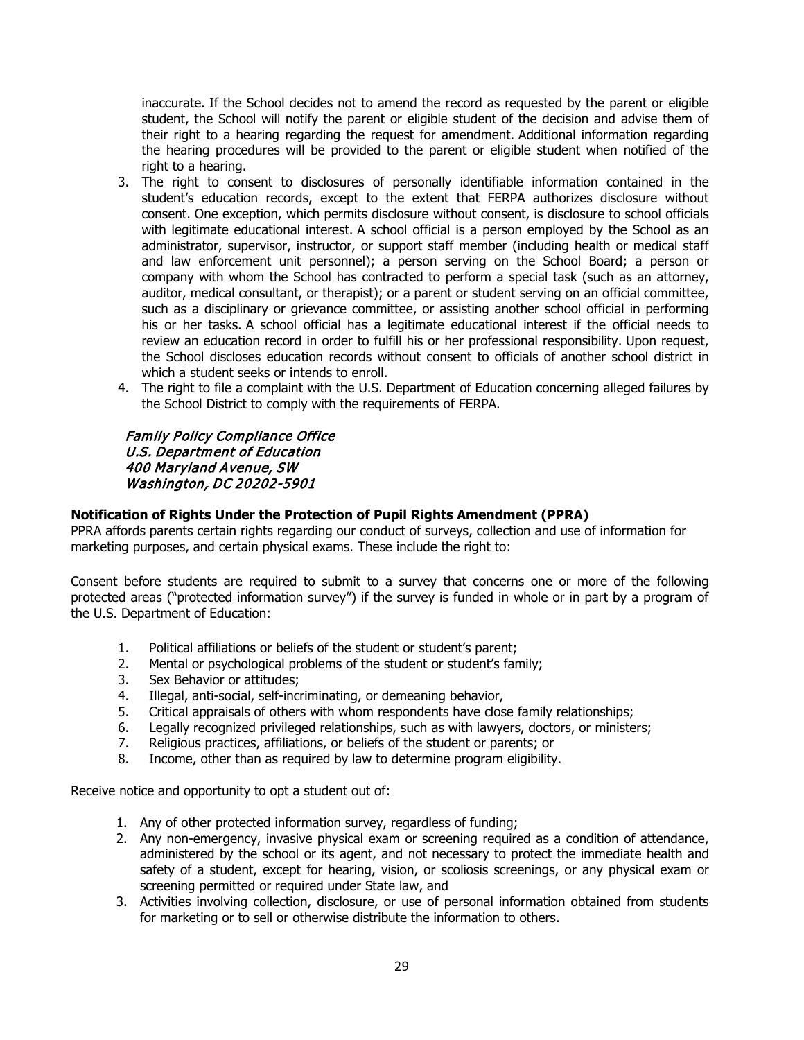inaccurate. If the School decides not to amend the record as requested by the parent or eligible student, the School will notify the parent or eligible student of the decision and advise them of their right to a hearing regarding the request for amendment. Additional information regarding the hearing procedures will be provided to the parent or eligible student when notified of the right to a hearing.

3. The right to consent to disclosures of personally identifiable information contained in the student's education records, except to the extent that FERPA authorizes disclosure without consent. One exception, which permits disclosure without consent, is disclosure to school officials with legitimate educational interest. A school official is a person employed by the School as an administrator, supervisor, instructor, or support staff member (including health or medical staff and law enforcement unit personnel); a person serving on the School Board; a person or company with whom the School has contracted to perform a special task (such as an attorney, auditor, medical consultant, or therapist); or a parent or student serving on an official committee, such as a disciplinary or grievance committee, or assisting another school official in performing his or her tasks. A school official has a legitimate educational interest if the official needs to review an education record in order to fulfill his or her professional responsibility. Upon request, the School discloses education records without consent to officials of another school district in which a student seeks or intends to enroll.
4. The right to file a complaint with the U.S. Department of Education concerning alleged failures by the School District to comply with the requirements of FERPA.

*Family Policy Compliance Office*
*U.S. Department of Education*
*400 Maryland Avenue, SW*
*Washington, DC 20202-5901*

**Notification of Rights Under the Protection of Pupil Rights Amendment (PPRA)**

PPRA affords parents certain rights regarding our conduct of surveys, collection and use of information for marketing purposes, and certain physical exams. These include the right to:

Consent before students are required to submit to a survey that concerns one or more of the following protected areas ("protected information survey") if the survey is funded in whole or in part by a program of the U.S. Department of Education:

1. Political affiliations or beliefs of the student or student's parent;
2. Mental or psychological problems of the student or student's family;
3. Sex Behavior or attitudes;
4. Illegal, anti-social, self-incriminating, or demeaning behavior,
5. Critical appraisals of others with whom respondents have close family relationships;
6. Legally recognized privileged relationships, such as with lawyers, doctors, or ministers;
7. Religious practices, affiliations, or beliefs of the student or parents; or
8. Income, other than as required by law to determine program eligibility.

Receive notice and opportunity to opt a student out of:

1. Any of other protected information survey, regardless of funding;
2. Any non-emergency, invasive physical exam or screening required as a condition of attendance, administered by the school or its agent, and not necessary to protect the immediate health and safety of a student, except for hearing, vision, or scoliosis screenings, or any physical exam or screening permitted or required under State law, and
3. Activities involving collection, disclosure, or use of personal information obtained from students for marketing or to sell or otherwise distribute the information to others.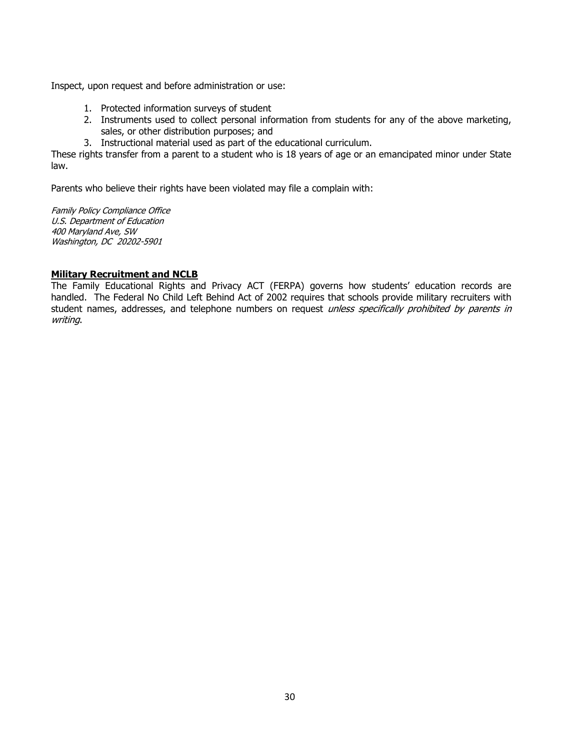Inspect, upon request and before administration or use:

1. Protected information surveys of student
2. Instruments used to collect personal information from students for any of the above marketing, sales, or other distribution purposes; and
3. Instructional material used as part of the educational curriculum.

These rights transfer from a parent to a student who is 18 years of age or an emancipated minor under State law.

Parents who believe their rights have been violated may file a complain with:

*Family Policy Compliance Office*
*U.S. Department of Education*
*400 Maryland Ave, SW*
*Washington, DC 20202-5901*

**Military Recruitment and NCLB**

The Family Educational Rights and Privacy ACT (FERPA) governs how students' education records are handled. The Federal No Child Left Behind Act of 2002 requires that schools provide military recruiters with student names, addresses, and telephone numbers on request *unless specifically prohibited by parents in writing*.